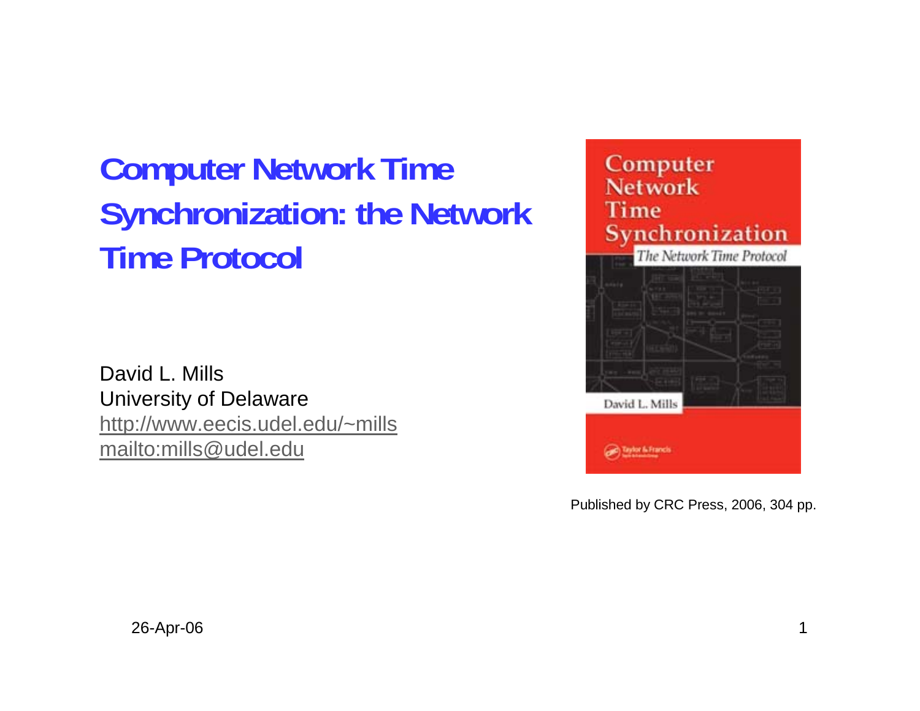# Computer Network Time Synchronization: the Network Time Protocol

David L. Mills
University of Delaware
http://www.eecis.udel.edu/~mills
mailto:mills@udel.edu

Published by CRC Press, 2006, 304 pp.

26-Apr-06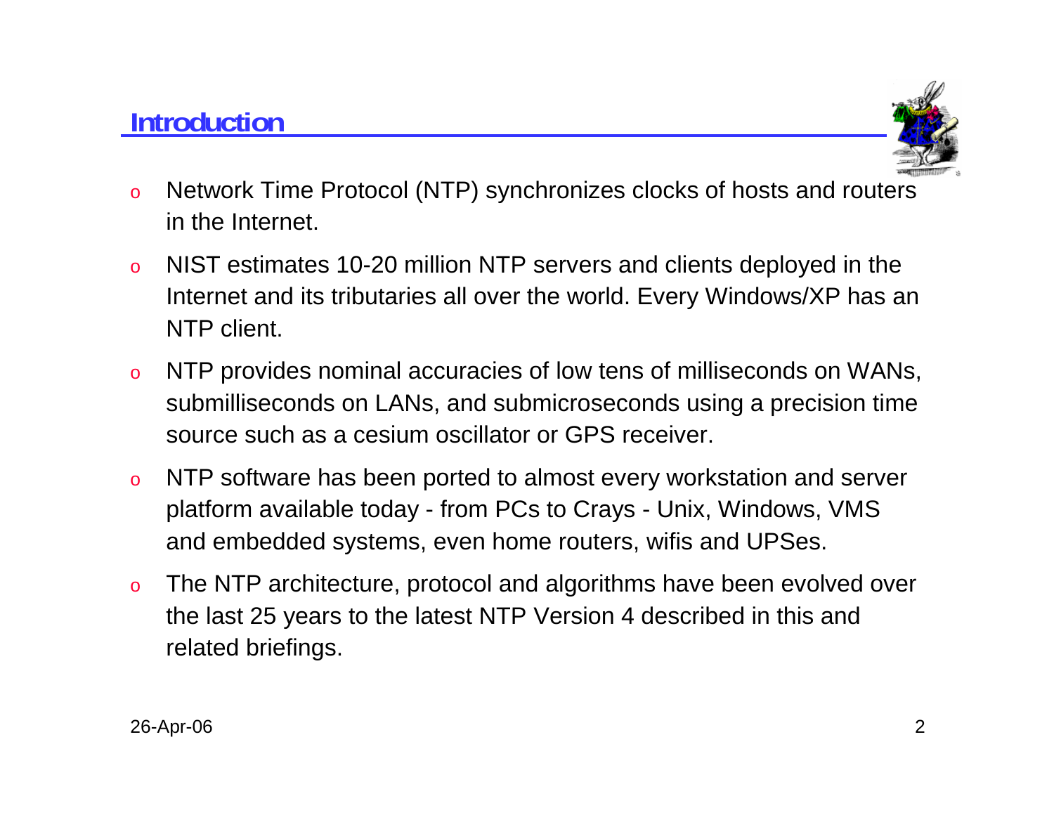## Introduction

- Network Time Protocol (NTP) synchronizes clocks of hosts and routers in the Internet.
- NIST estimates 10-20 million NTP servers and clients deployed in the Internet and its tributaries all over the world. Every Windows/XP has an NTP client.
- NTP provides nominal accuracies of low tens of milliseconds on WANs, submilliseconds on LANs, and submicroseconds using a precision time source such as a cesium oscillator or GPS receiver.
- NTP software has been ported to almost every workstation and server platform available today - from PCs to Crays - Unix, Windows, VMS and embedded systems, even home routers, wifis and UPSes.
- The NTP architecture, protocol and algorithms have been evolved over the last 25 years to the latest NTP Version 4 described in this and related briefings.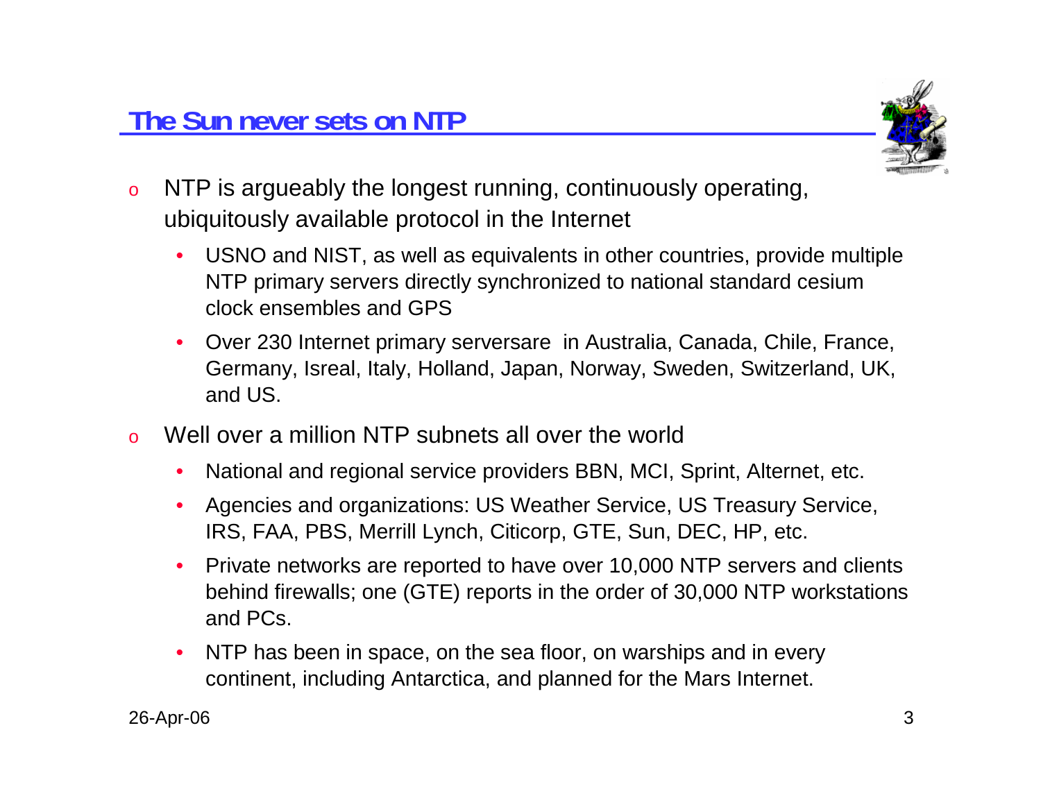## The Sun never sets on NTP

- NTP is argueably the longest running, continuously operating, ubiquitously available protocol in the Internet
  - USNO and NIST, as well as equivalents in other countries, provide multiple NTP primary servers directly synchronized to national standard cesium clock ensembles and GPS
  - Over 230 Internet primary serversare  in Australia, Canada, Chile, France, Germany, Isreal, Italy, Holland, Japan, Norway, Sweden, Switzerland, UK, and US.
- Well over a million NTP subnets all over the world
  - National and regional service providers BBN, MCI, Sprint, Alternet, etc.
  - Agencies and organizations: US Weather Service, US Treasury Service, IRS, FAA, PBS, Merrill Lynch, Citicorp, GTE, Sun, DEC, HP, etc.
  - Private networks are reported to have over 10,000 NTP servers and clients behind firewalls; one (GTE) reports in the order of 30,000 NTP workstations and PCs.
  - NTP has been in space, on the sea floor, on warships and in every continent, including Antarctica, and planned for the Mars Internet.

26-Apr-06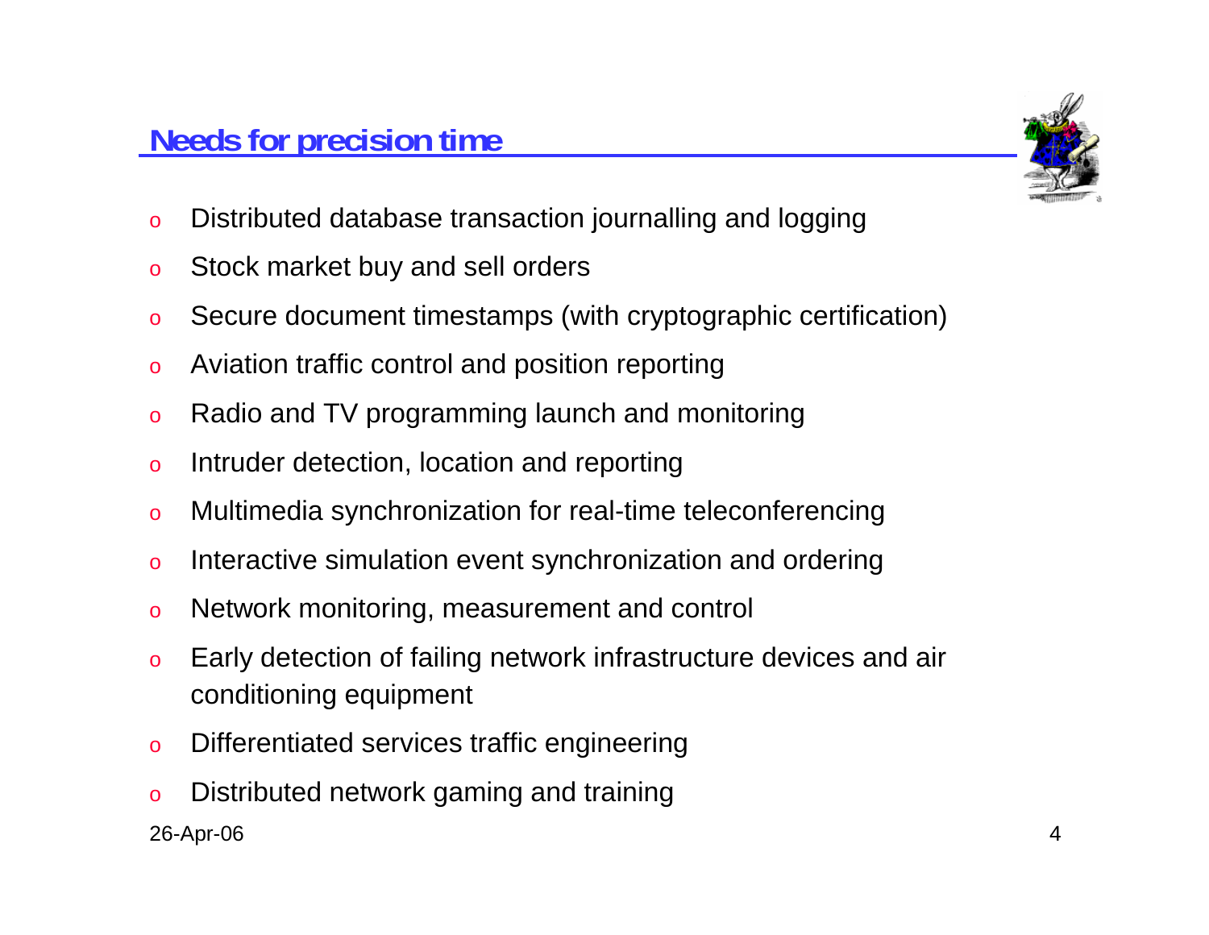## Needs for precision time

- Distributed database transaction journalling and logging
- Stock market buy and sell orders
- Secure document timestamps (with cryptographic certification)
- Aviation traffic control and position reporting
- Radio and TV programming launch and monitoring
- Intruder detection, location and reporting
- Multimedia synchronization for real-time teleconferencing
- Interactive simulation event synchronization and ordering
- Network monitoring, measurement and control
- Early detection of failing network infrastructure devices and air conditioning equipment
- Differentiated services traffic engineering
- Distributed network gaming and training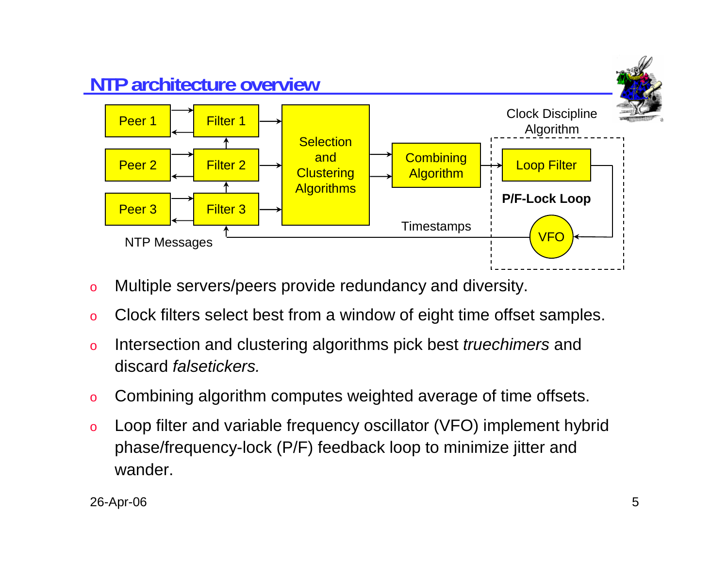## NTP architecture overview

- Multiple servers/peers provide redundancy and diversity.
- Clock filters select best from a window of eight time offset samples.
- Intersection and clustering algorithms pick best *truechimers* and discard *falsetickers.*
- Combining algorithm computes weighted average of time offsets.
- Loop filter and variable frequency oscillator (VFO) implement hybrid phase/frequency-lock (P/F) feedback loop to minimize jitter and wander.

26-Apr-06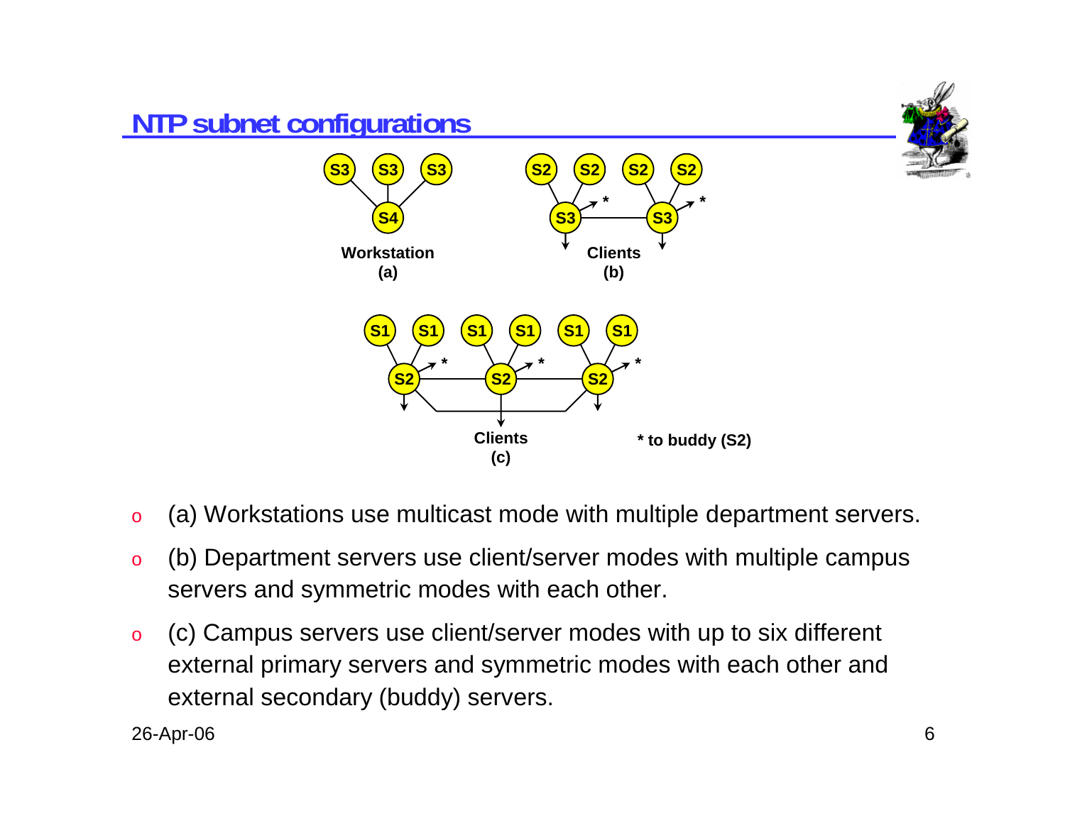# NTP subnet configurations

S3 S3 S3

S4

Workstation
(a)

S2 S2 S2 S2

S3 * S3 *

Clients
(b)

S1 S1 S1 S1 S1 S1

S2 * S2 * S2 *

Clients
(c)

* to buddy (S2)

- (a) Workstations use multicast mode with multiple department servers.
- (b) Department servers use client/server modes with multiple campus servers and symmetric modes with each other.
- (c) Campus servers use client/server modes with up to six different external primary servers and symmetric modes with each other and external secondary (buddy) servers.

26-Apr-06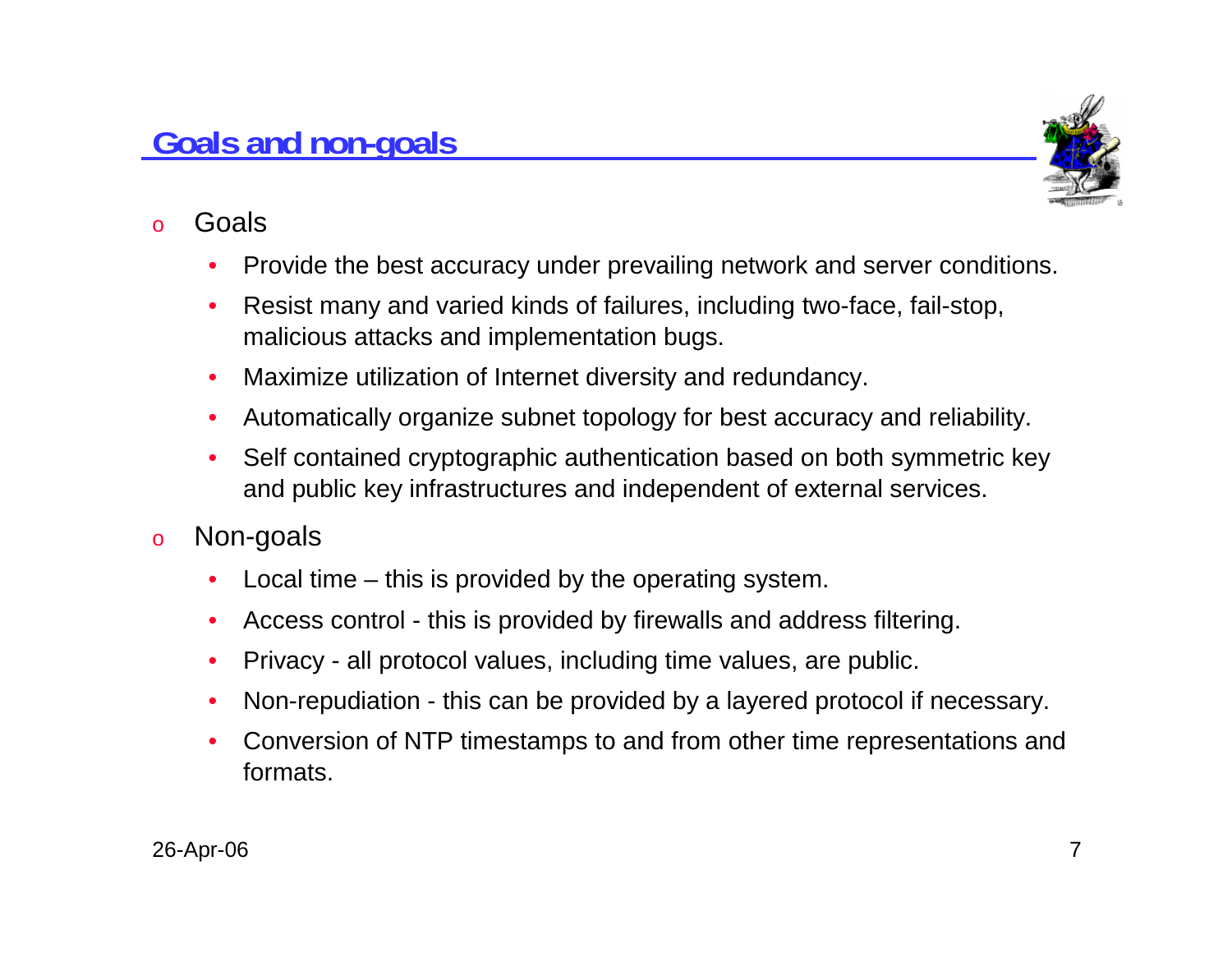## Goals and non-goals

- Goals
  - Provide the best accuracy under prevailing network and server conditions.
  - Resist many and varied kinds of failures, including two-face, fail-stop, malicious attacks and implementation bugs.
  - Maximize utilization of Internet diversity and redundancy.
  - Automatically organize subnet topology for best accuracy and reliability.
  - Self contained cryptographic authentication based on both symmetric key and public key infrastructures and independent of external services.
- Non-goals
  - Local time – this is provided by the operating system.
  - Access control - this is provided by firewalls and address filtering.
  - Privacy - all protocol values, including time values, are public.
  - Non-repudiation - this can be provided by a layered protocol if necessary.
  - Conversion of NTP timestamps to and from other time representations and formats.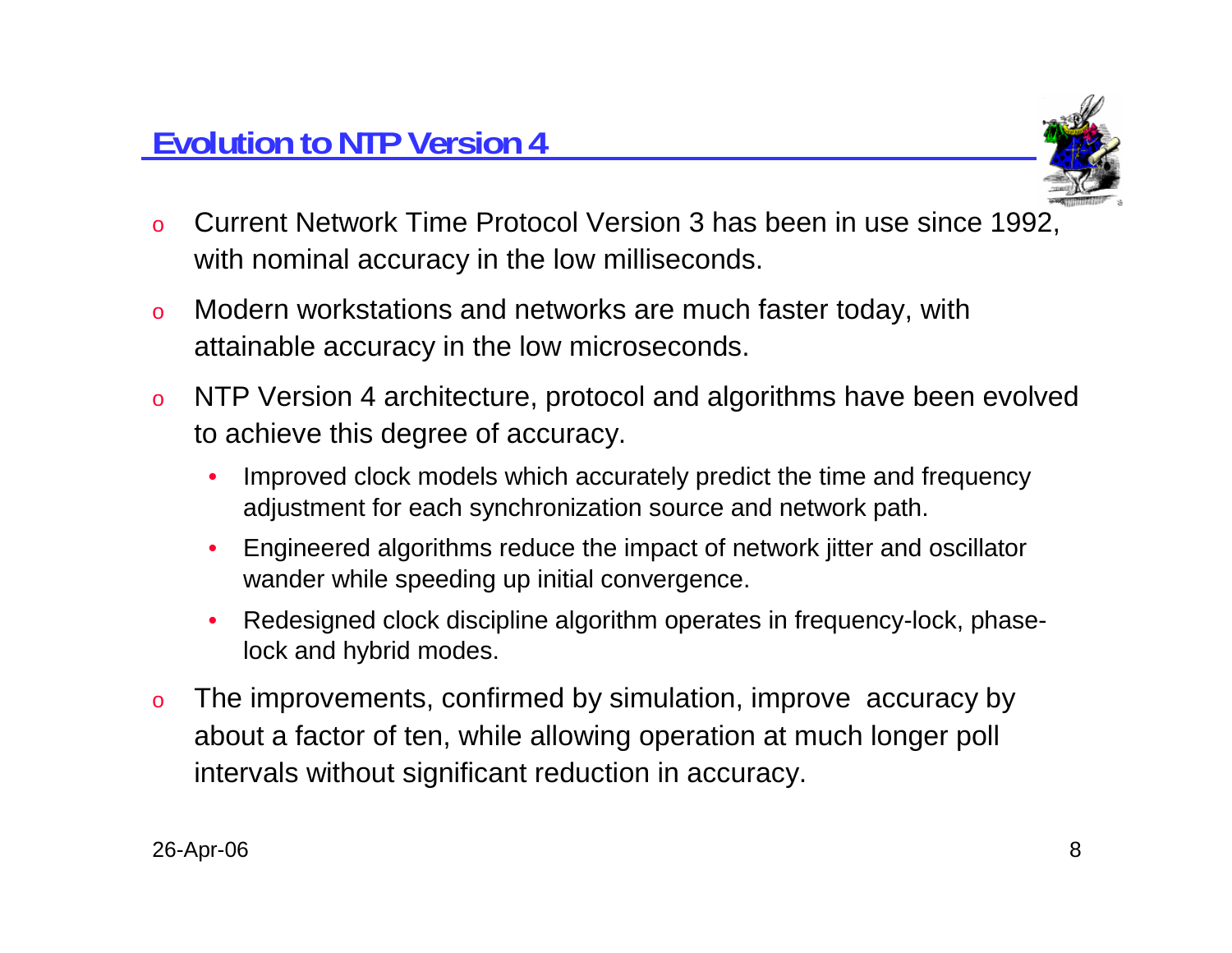## Evolution to NTP Version 4

- Current Network Time Protocol Version 3 has been in use since 1992, with nominal accuracy in the low milliseconds.
- Modern workstations and networks are much faster today, with attainable accuracy in the low microseconds.
- NTP Version 4 architecture, protocol and algorithms have been evolved to achieve this degree of accuracy.
  - Improved clock models which accurately predict the time and frequency adjustment for each synchronization source and network path.
  - Engineered algorithms reduce the impact of network jitter and oscillator wander while speeding up initial convergence.
  - Redesigned clock discipline algorithm operates in frequency-lock, phase-lock and hybrid modes.
- The improvements, confirmed by simulation, improve accuracy by about a factor of ten, while allowing operation at much longer poll intervals without significant reduction in accuracy.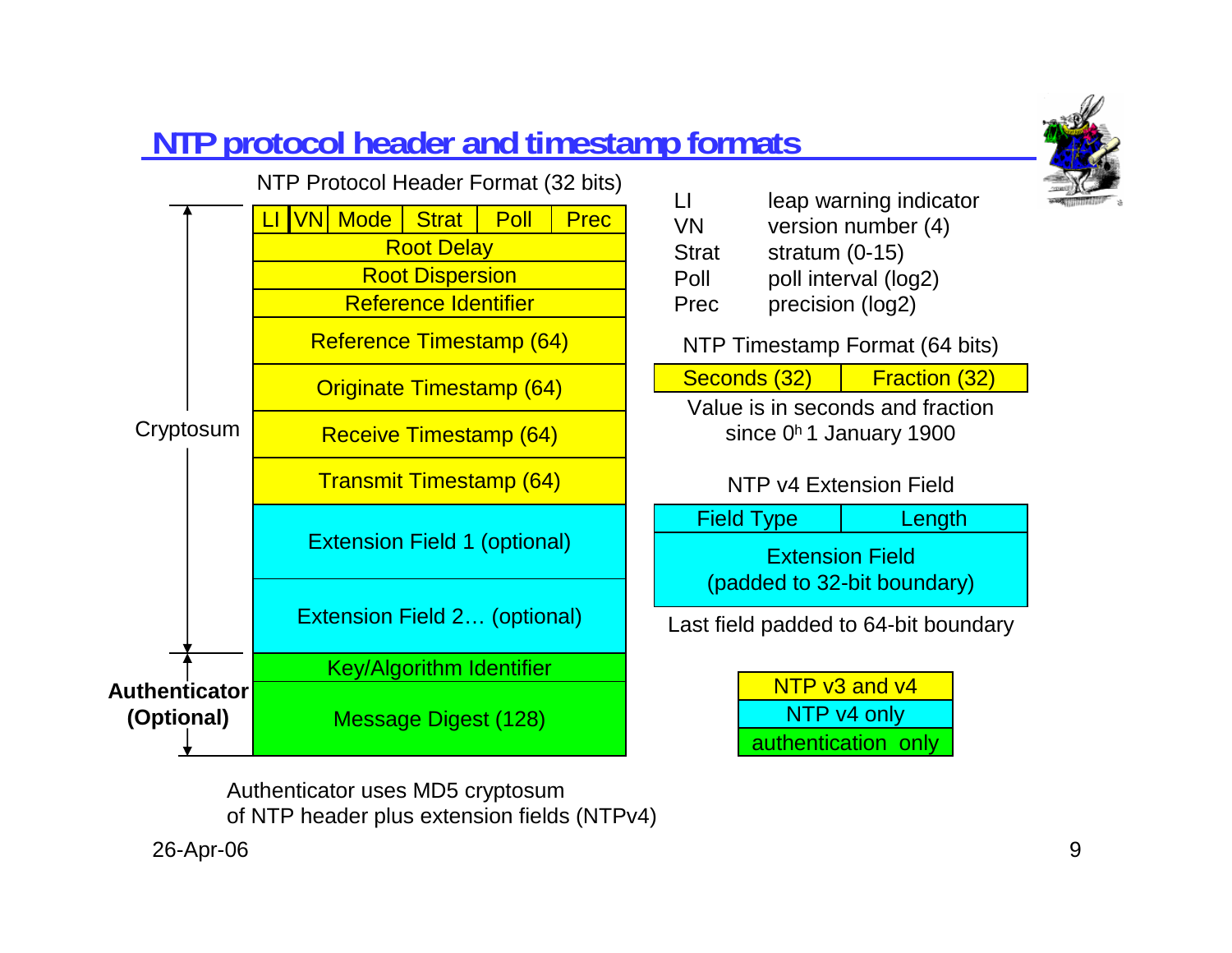# NTP protocol header and timestamp formats

**NTP Protocol Header Format (32 bits)**

| LI | VN | Mode | Strat | Poll | Prec |
|---|---|---|---|---|---|
| Root Delay | | | | | |
| Root Dispersion | | | | | |
| Reference Identifier | | | | | |
| Reference Timestamp (64) | | | | | |
| Originate Timestamp (64) | | | | | |
| Receive Timestamp (64) | | | | | |
| Transmit Timestamp (64) | | | | | |
| Extension Field 1 (optional) | | | | | |
| Extension Field 2… (optional) | | | | | |
| Key/Algorithm Identifier | | | | | |
| Message Digest (128) | | | | | |

Cryptosum: covers the header from LI through Extension Field 2… (optional)

**Authenticator (Optional)**: Key/Algorithm Identifier and Message Digest (128)

| Field | Description |
|---|---|
| LI | leap warning indicator |
| VN | version number (4) |
| Strat | stratum (0-15) |
| Poll | poll interval (log2) |
| Prec | precision (log2) |

**NTP Timestamp Format (64 bits)**

| Seconds (32) | Fraction (32) |
|---|---|

Value is in seconds and fraction since $0^h$ 1 January 1900

**NTP v4 Extension Field**

| Field Type | Length |
|---|---|
| Extension Field (padded to 32-bit boundary) | |

Last field padded to 64-bit boundary

| Legend |
|---|
| NTP v3 and v4 (yellow) |
| NTP v4 only (cyan) |
| authentication only (green) |

Authenticator uses MD5 cryptosum of NTP header plus extension fields (NTPv4)

26-Apr-06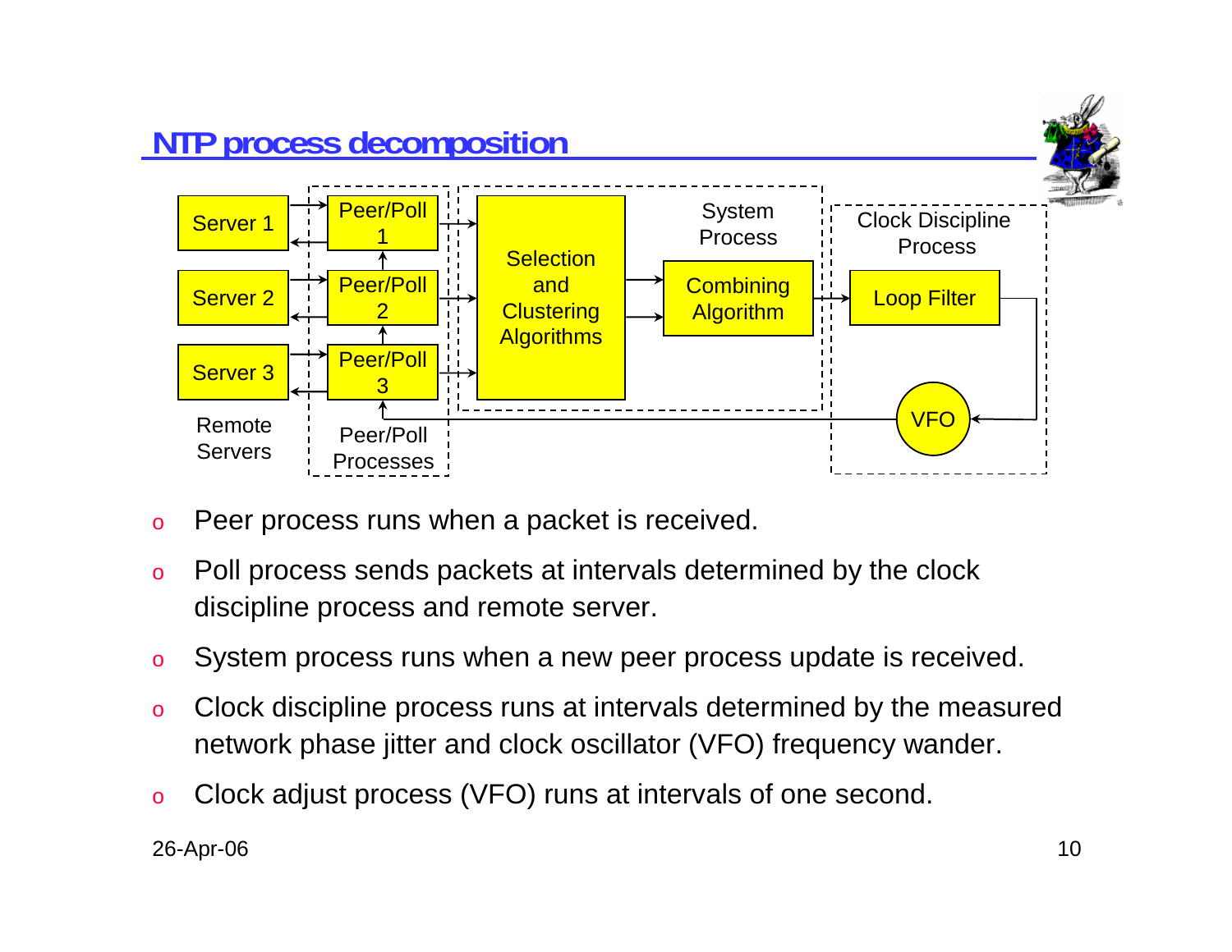# NTP process decomposition

- Peer process runs when a packet is received.
- Poll process sends packets at intervals determined by the clock discipline process and remote server.
- System process runs when a new peer process update is received.
- Clock discipline process runs at intervals determined by the measured network phase jitter and clock oscillator (VFO) frequency wander.
- Clock adjust process (VFO) runs at intervals of one second.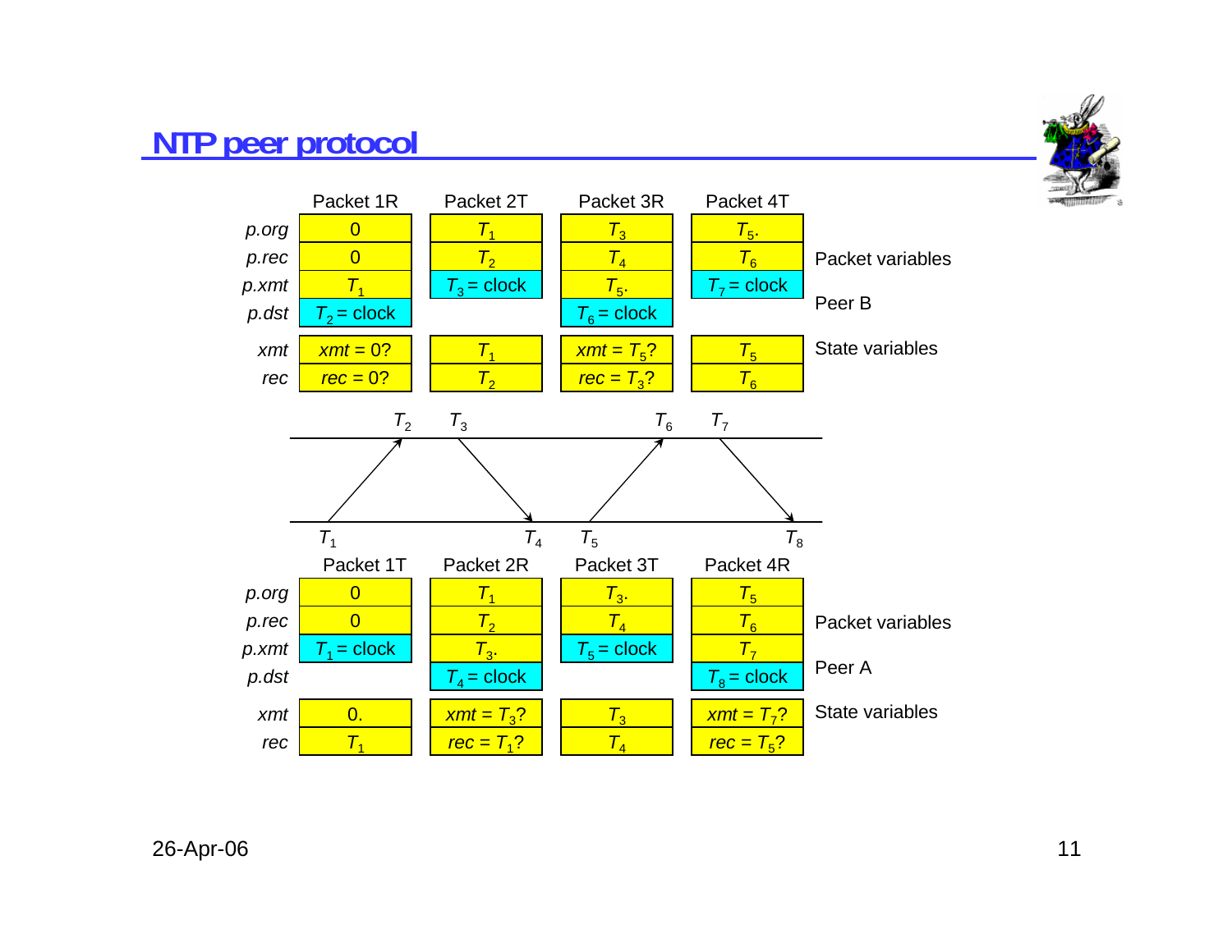# NTP peer protocol

**Peer B**

| | Packet 1R | Packet 2T | Packet 3R | Packet 4T |
|---|---|---|---|---|
| *p.org* | 0 | $T_1$ | $T_3$ | $T_5$. |
| *p.rec* | 0 | $T_2$ | $T_4$ | $T_6$ |
| *p.xmt* | $T_1$ | $T_3$ = clock | $T_5$. | $T_7$ = clock |
| *p.dst* | $T_2$ = clock | | $T_6$ = clock | |
| *xmt* | *xmt* = 0? | $T_1$ | *xmt* = $T_5$? | $T_5$ |
| *rec* | *rec* = 0? | $T_2$ | *rec* = $T_3$? | $T_6$ |

Rows *p.org* through *p.dst*: Packet variables. Rows *xmt* and *rec*: State variables.

Peer B timeline: $T_2$, $T_3$, $T_6$, $T_7$

Peer A timeline: $T_1$, $T_4$, $T_5$, $T_8$

**Peer A**

| | Packet 1T | Packet 2R | Packet 3T | Packet 4R |
|---|---|---|---|---|
| *p.org* | 0 | $T_1$ | $T_3$. | $T_5$ |
| *p.rec* | 0 | $T_2$ | $T_4$ | $T_6$ |
| *p.xmt* | $T_1$ = clock | $T_3$. | $T_5$ = clock | $T_7$ |
| *p.dst* | | $T_4$ = clock | | $T_8$ = clock |
| *xmt* | 0. | *xmt* = $T_3$? | $T_3$ | *xmt* = $T_7$? |
| *rec* | $T_1$ | *rec* = $T_1$? | $T_4$ | *rec* = $T_5$? |

Rows *p.org* through *p.dst*: Packet variables. Rows *xmt* and *rec*: State variables.

26-Apr-06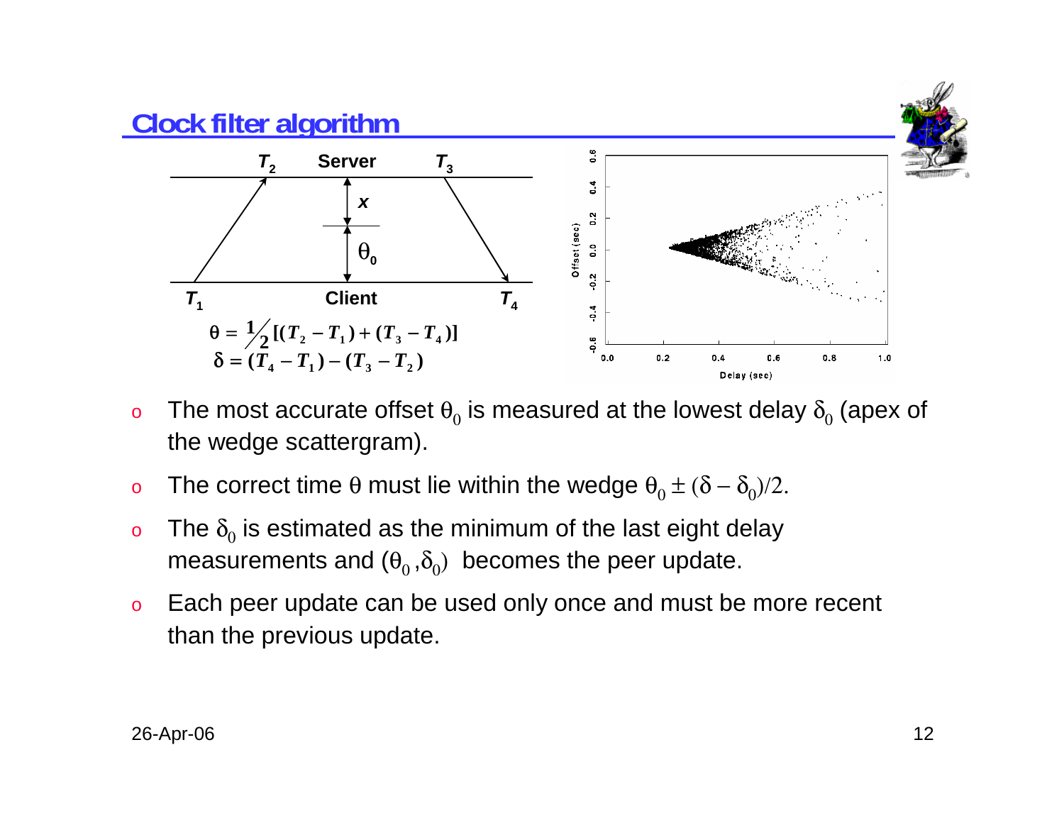# Clock filter algorithm

$$\theta = \tfrac{1}{2}[(T_2 - T_1) + (T_3 - T_4)]$$
$$\delta = (T_4 - T_1) - (T_3 - T_2)$$

- The most accurate offset $\theta_0$ is measured at the lowest delay $\delta_0$ (apex of the wedge scattergram).
- The correct time $\theta$ must lie within the wedge $\theta_0 \pm (\delta - \delta_0)/2$.
- The $\delta_0$ is estimated as the minimum of the last eight delay measurements and $(\theta_0, \delta_0)$ becomes the peer update.
- Each peer update can be used only once and must be more recent than the previous update.

26-Apr-06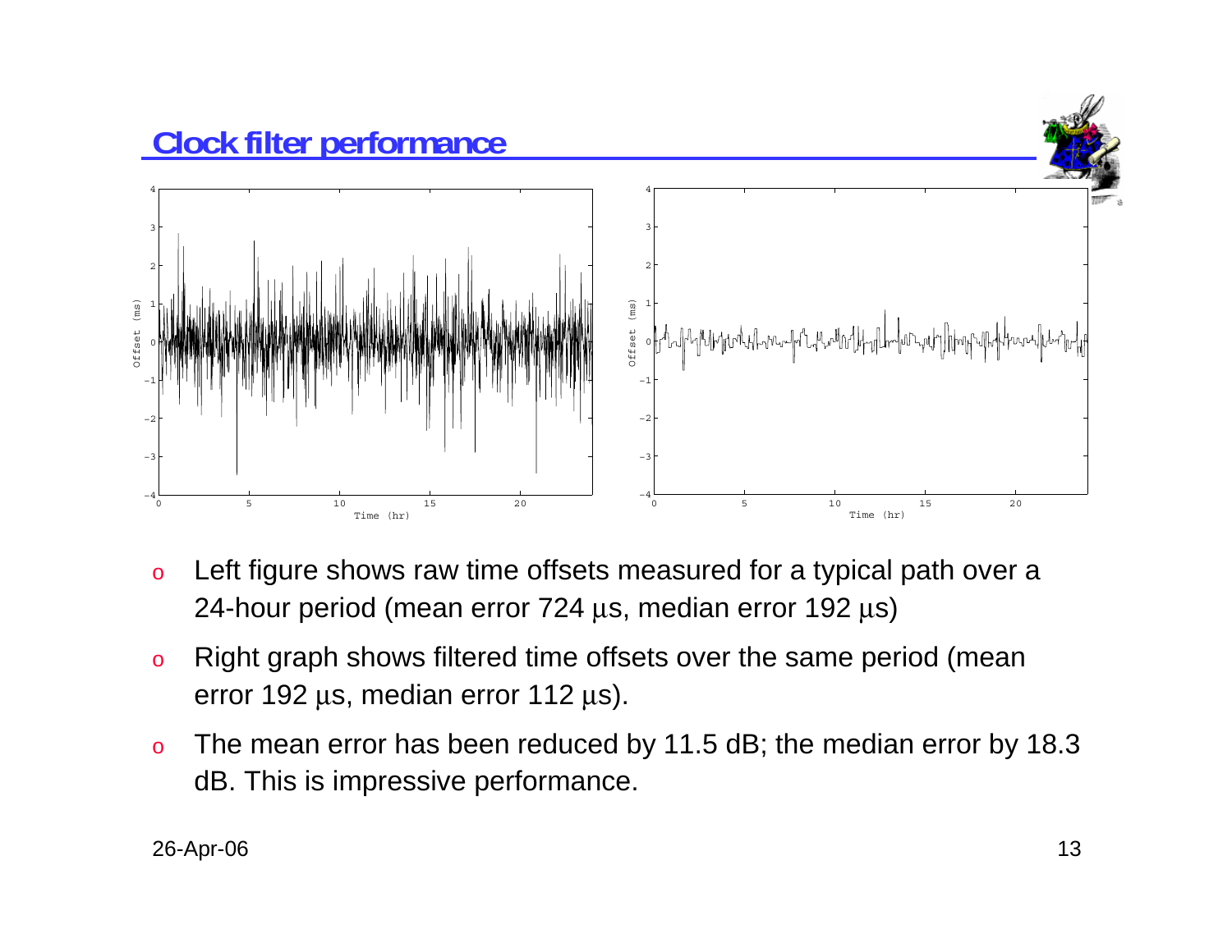# Clock filter performance

- Left figure shows raw time offsets measured for a typical path over a 24-hour period (mean error 724 μs, median error 192 μs)
- Right graph shows filtered time offsets over the same period (mean error 192 μs, median error 112 μs).
- The mean error has been reduced by 11.5 dB; the median error by 18.3 dB. This is impressive performance.

26-Apr-06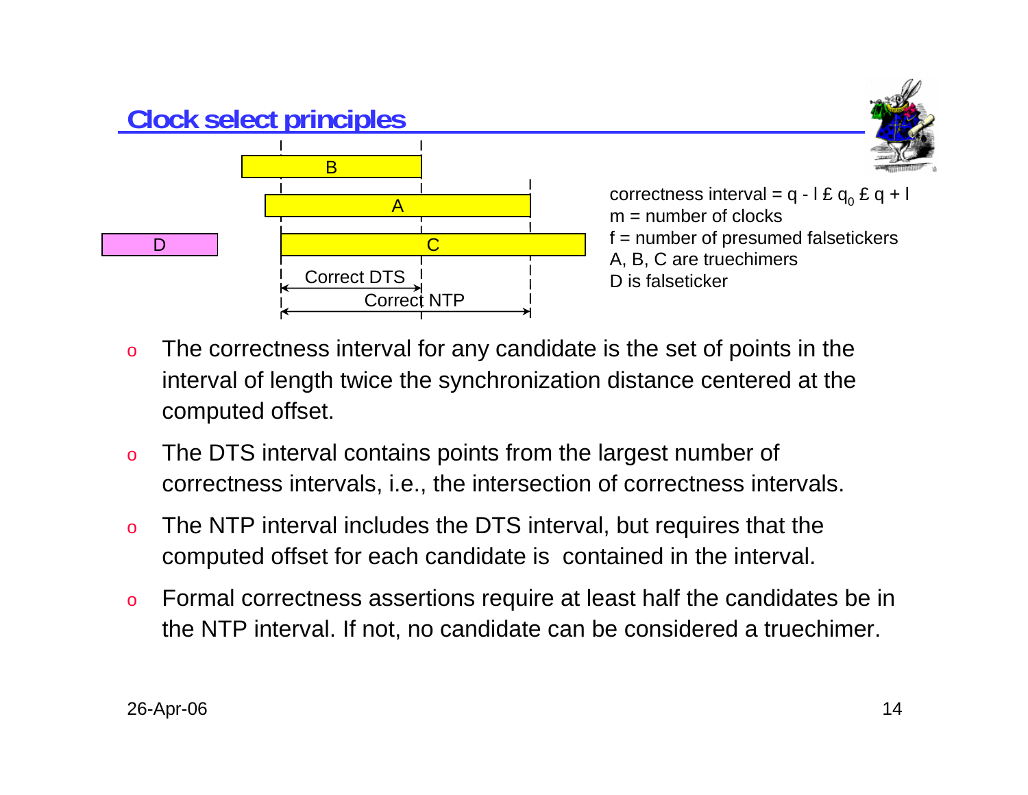# Clock select principles

B

A

D

C

Correct DTS

Correct NTP

correctness interval = q - l £ $q_0$ £ q + l
m = number of clocks
f = number of presumed falsetickers
A, B, C are truechimers
D is falseticker

- The correctness interval for any candidate is the set of points in the interval of length twice the synchronization distance centered at the computed offset.
- The DTS interval contains points from the largest number of correctness intervals, i.e., the intersection of correctness intervals.
- The NTP interval includes the DTS interval, but requires that the computed offset for each candidate is contained in the interval.
- Formal correctness assertions require at least half the candidates be in the NTP interval. If not, no candidate can be considered a truechimer.

26-Apr-06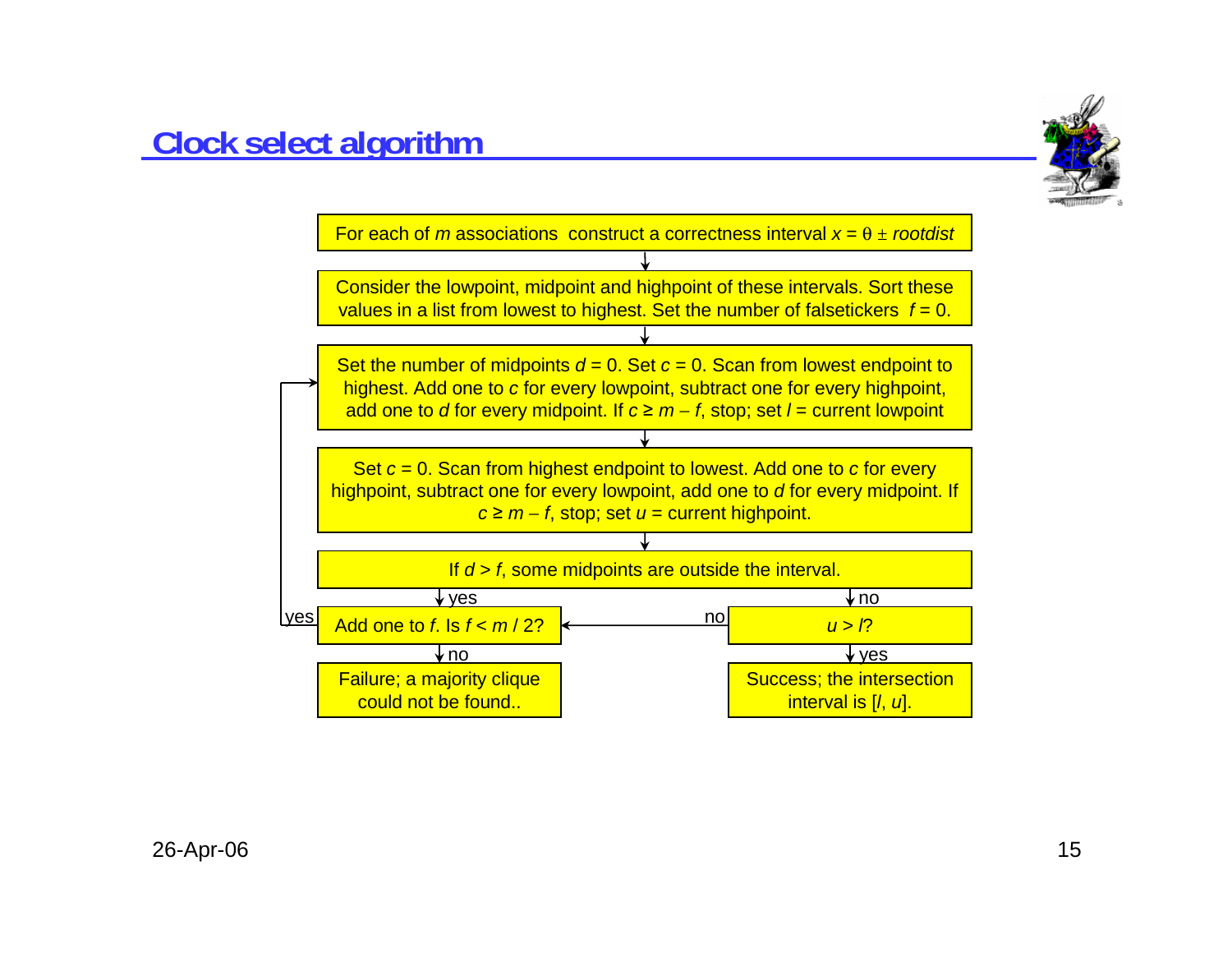# Clock select algorithm

For each of $m$ associations construct a correctness interval $x = \theta \pm rootdist$

↓

Consider the lowpoint, midpoint and highpoint of these intervals. Sort these values in a list from lowest to highest. Set the number of falsetickers $f = 0$.

↓

Set the number of midpoints $d = 0$. Set $c = 0$. Scan from lowest endpoint to highest. Add one to $c$ for every lowpoint, subtract one for every highpoint, add one to $d$ for every midpoint. If $c \geq m - f$, stop; set $l$ = current lowpoint

↓

Set $c = 0$. Scan from highest endpoint to lowest. Add one to $c$ for every highpoint, subtract one for every lowpoint, add one to $d$ for every midpoint. If $c \geq m - f$, stop; set $u$ = current highpoint.

↓

If $d > f$, some midpoints are outside the interval.

- yes → Add one to $f$. Is $f < m / 2$?
  - yes → return to "Set the number of midpoints $d = 0$ …"
  - no → Failure; a majority clique could not be found..
- no → $u > l$?
  - yes → Success; the intersection interval is $[l, u]$.
  - no → Add one to $f$. Is $f < m / 2$?

26-Apr-06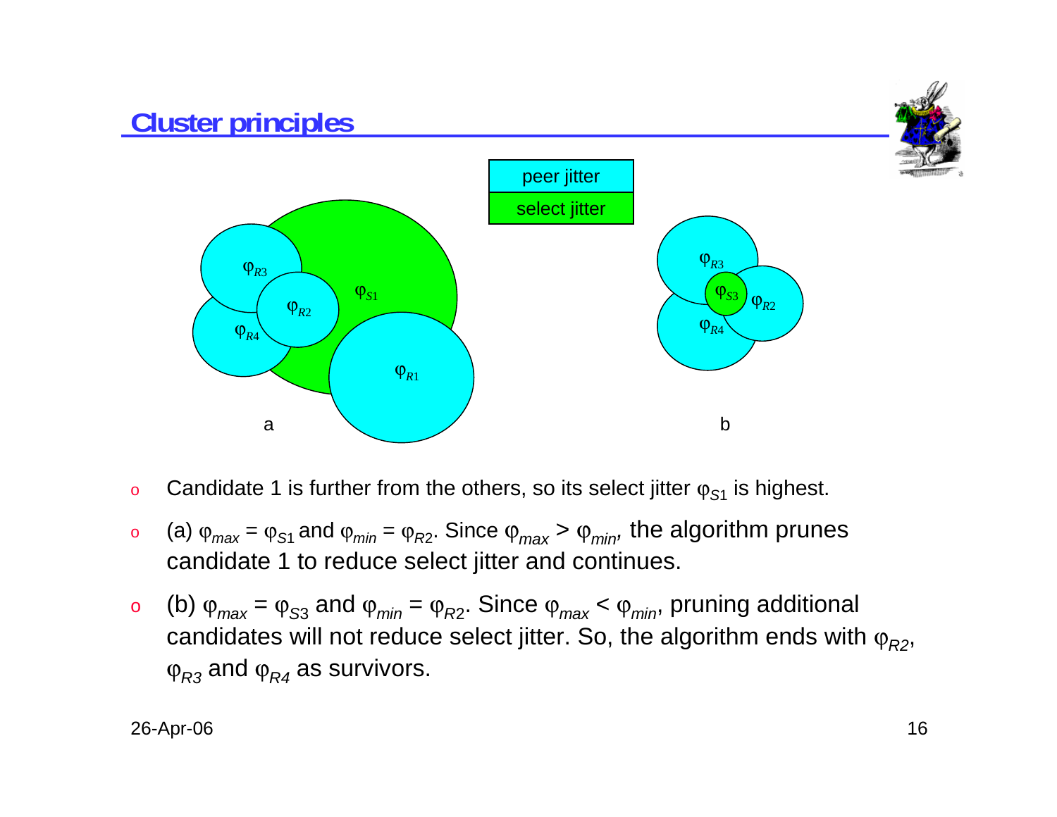## Cluster principles

peer jitter

select jitter

- Candidate 1 is further from the others, so its select jitter $\varphi_{S1}$ is highest.
- (a) $\varphi_{max} = \varphi_{S1}$ and $\varphi_{min} = \varphi_{R2}$. Since $\varphi_{max} > \varphi_{min}$, the algorithm prunes candidate 1 to reduce select jitter and continues.
- (b) $\varphi_{max} = \varphi_{S3}$ and $\varphi_{min} = \varphi_{R2}$. Since $\varphi_{max} < \varphi_{min}$, pruning additional candidates will not reduce select jitter. So, the algorithm ends with $\varphi_{R2}$, $\varphi_{R3}$ and $\varphi_{R4}$ as survivors.

26-Apr-06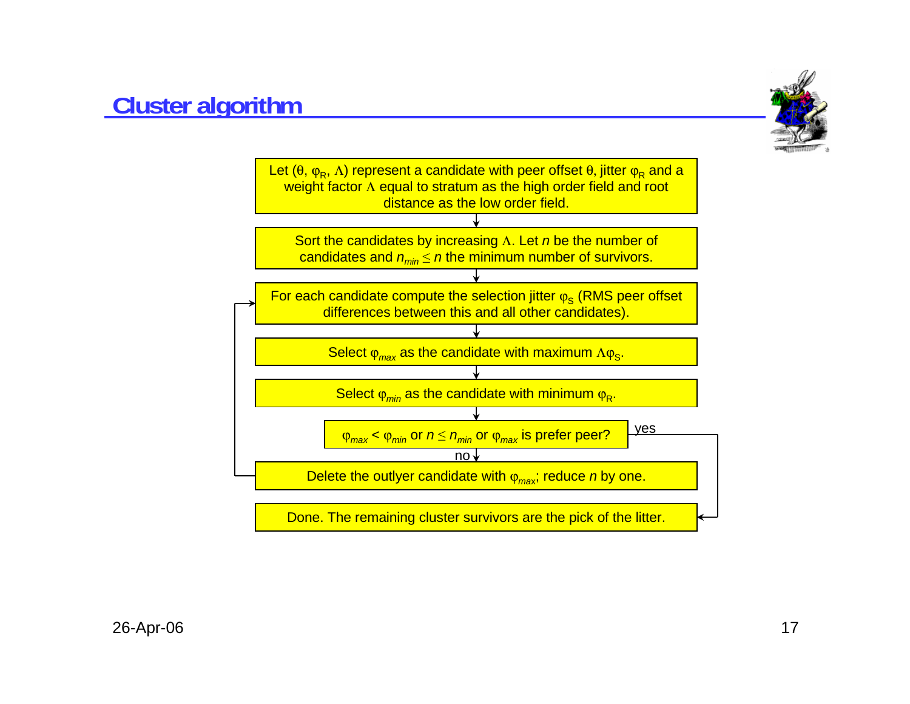# Cluster algorithm

1. Let $(\theta, \varphi_R, \Lambda)$ represent a candidate with peer offset $\theta$, jitter $\varphi_R$ and a weight factor $\Lambda$ equal to stratum as the high order field and root distance as the low order field.
2. Sort the candidates by increasing $\Lambda$. Let $n$ be the number of candidates and $n_{min} \leq n$ the minimum number of survivors.
3. For each candidate compute the selection jitter $\varphi_S$ (RMS peer offset differences between this and all other candidates).
4. Select $\varphi_{max}$ as the candidate with maximum $\Lambda\varphi_S$.
5. Select $\varphi_{min}$ as the candidate with minimum $\varphi_R$.
6. $\varphi_{max} < \varphi_{min}$ or $n \leq n_{min}$ or $\varphi_{max}$ is prefer peer?
   - yes: go to step 8.
   - no: go to step 7.
7. Delete the outlyer candidate with $\varphi_{max}$; reduce $n$ by one. (Return to step 3.)
8. Done. The remaining cluster survivors are the pick of the litter.

26-Apr-06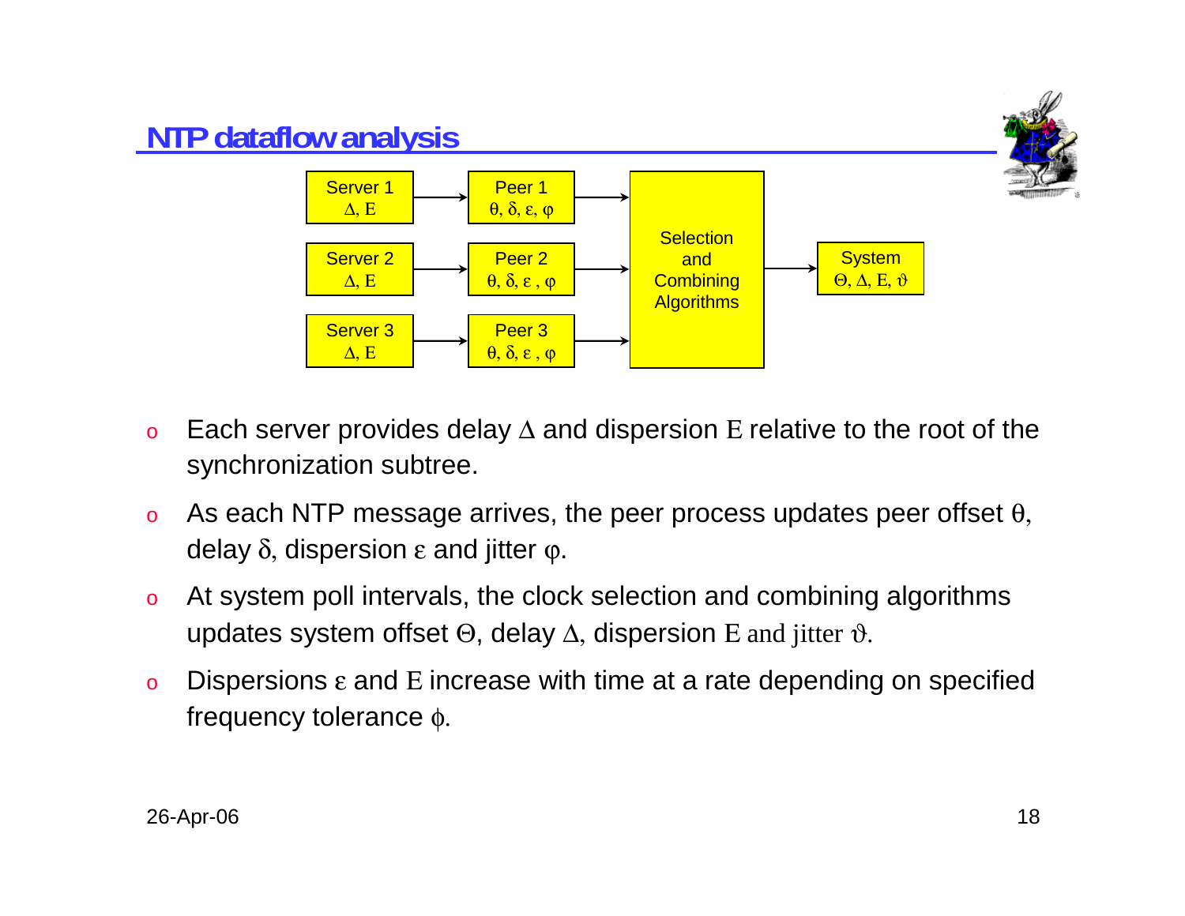## NTP dataflow analysis

Server 1 $\Delta, E$ → Peer 1 $\theta, \delta, \varepsilon, \varphi$

Server 2 $\Delta, E$ → Peer 2 $\theta, \delta, \varepsilon, \varphi$

Server 3 $\Delta, E$ → Peer 3 $\theta, \delta, \varepsilon, \varphi$

Peers 1–3 → Selection and Combining Algorithms → System $\Theta, \Delta, E, \vartheta$

- Each server provides delay $\Delta$ and dispersion $E$ relative to the root of the synchronization subtree.
- As each NTP message arrives, the peer process updates peer offset $\theta$, delay $\delta$, dispersion $\varepsilon$ and jitter $\varphi$.
- At system poll intervals, the clock selection and combining algorithms updates system offset $\Theta$, delay $\Delta$, dispersion $E$ and jitter $\vartheta$.
- Dispersions $\varepsilon$ and $E$ increase with time at a rate depending on specified frequency tolerance $\phi$.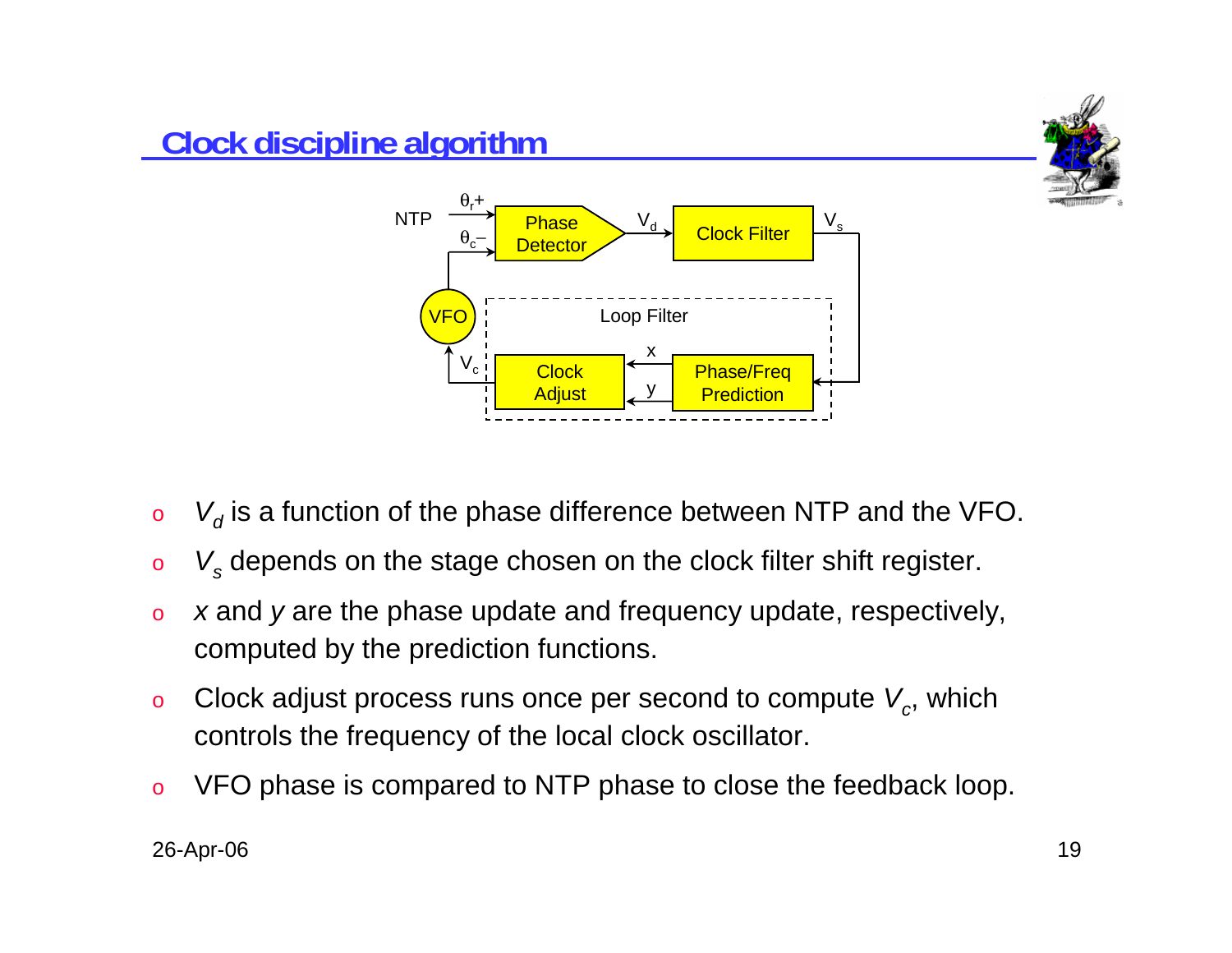## Clock discipline algorithm

- $V_d$ is a function of the phase difference between NTP and the VFO.
- $V_s$ depends on the stage chosen on the clock filter shift register.
- *x* and *y* are the phase update and frequency update, respectively, computed by the prediction functions.
- Clock adjust process runs once per second to compute $V_c$, which controls the frequency of the local clock oscillator.
- VFO phase is compared to NTP phase to close the feedback loop.

26-Apr-06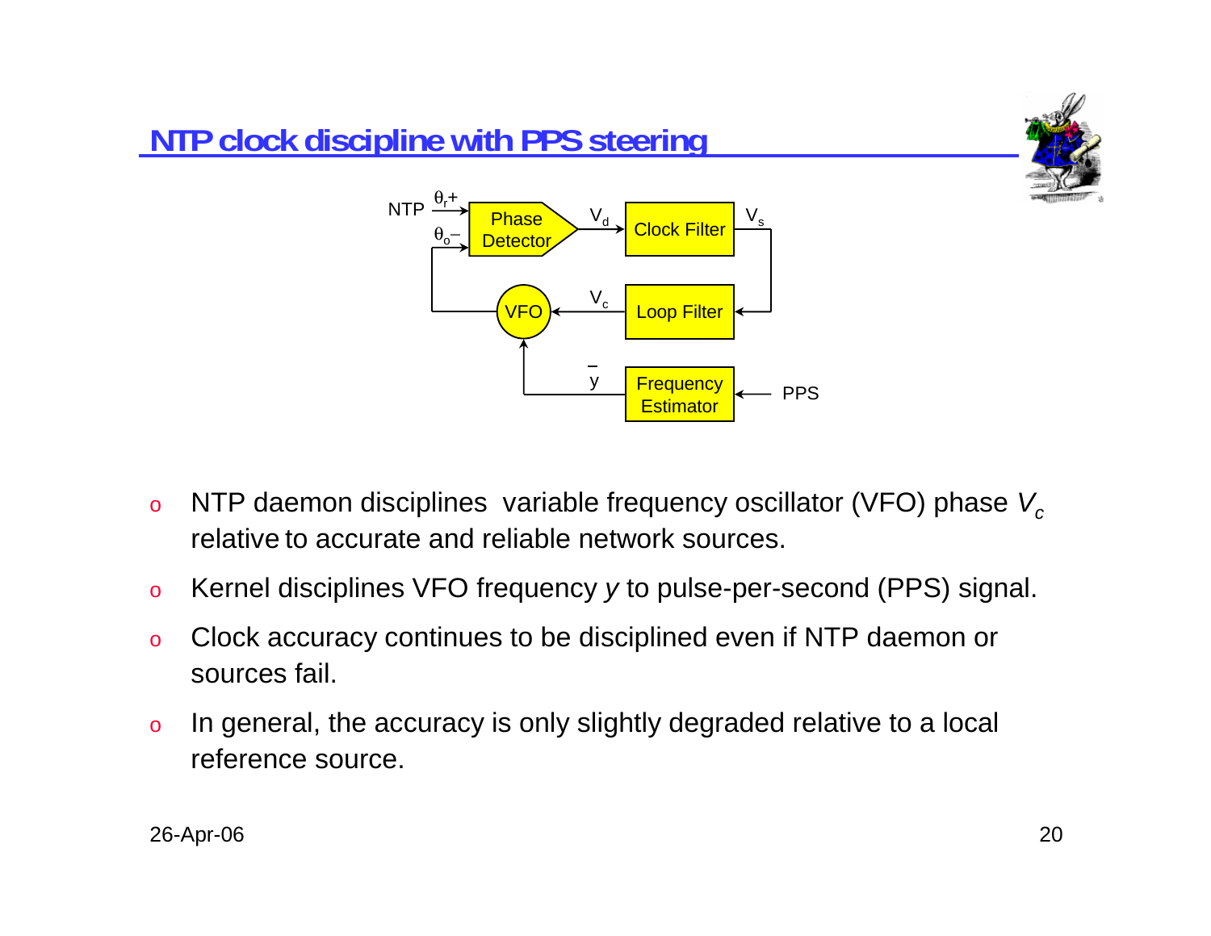# NTP clock discipline with PPS steering

- NTP daemon disciplines variable frequency oscillator (VFO) phase $V_c$ relative to accurate and reliable network sources.
- Kernel disciplines VFO frequency *y* to pulse-per-second (PPS) signal.
- Clock accuracy continues to be disciplined even if NTP daemon or sources fail.
- In general, the accuracy is only slightly degraded relative to a local reference source.

26-Apr-06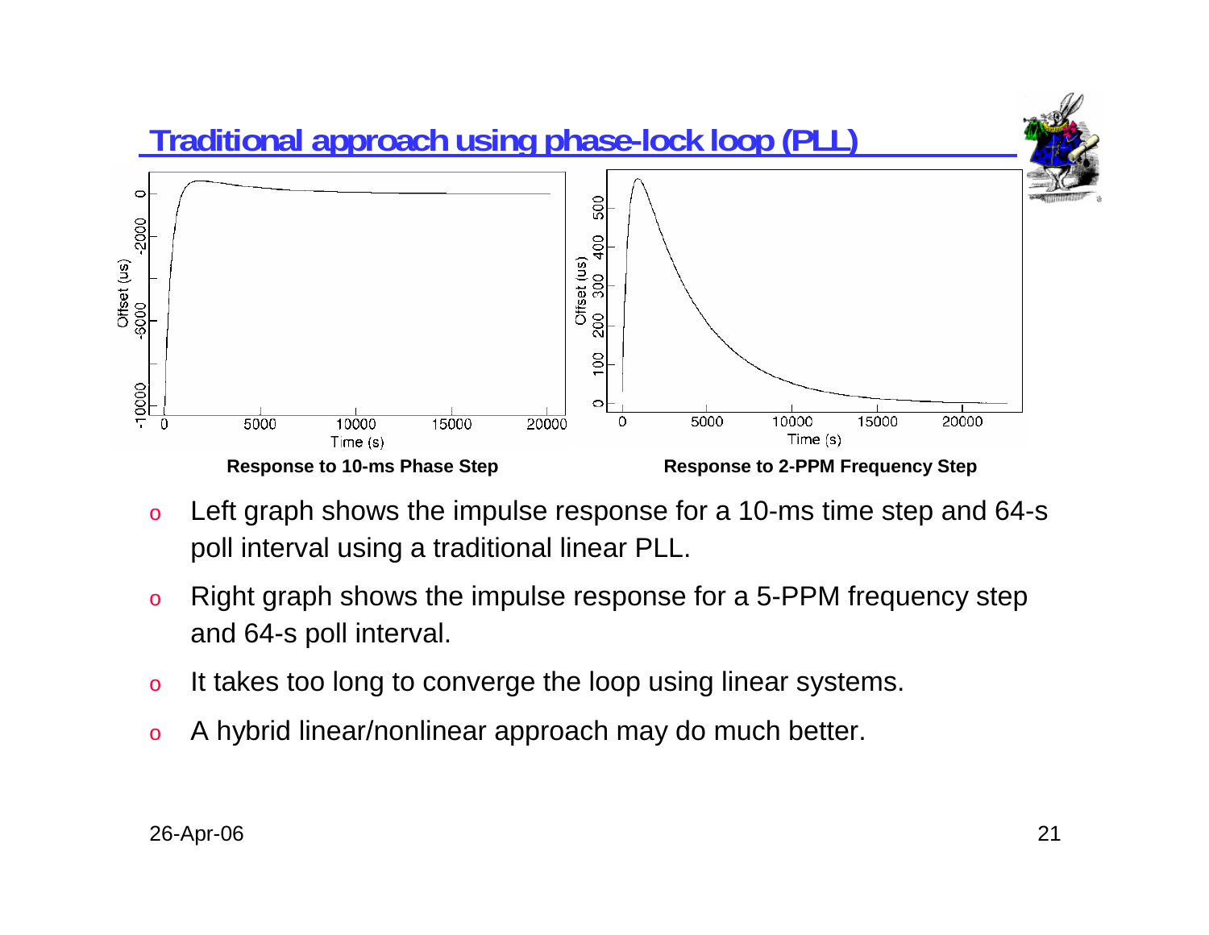# Traditional approach using phase-lock loop (PLL)

Response to 10-ms Phase Step

Response to 2-PPM Frequency Step

- Left graph shows the impulse response for a 10-ms time step and 64-s poll interval using a traditional linear PLL.
- Right graph shows the impulse response for a 5-PPM frequency step and 64-s poll interval.
- It takes too long to converge the loop using linear systems.
- A hybrid linear/nonlinear approach may do much better.

26-Apr-06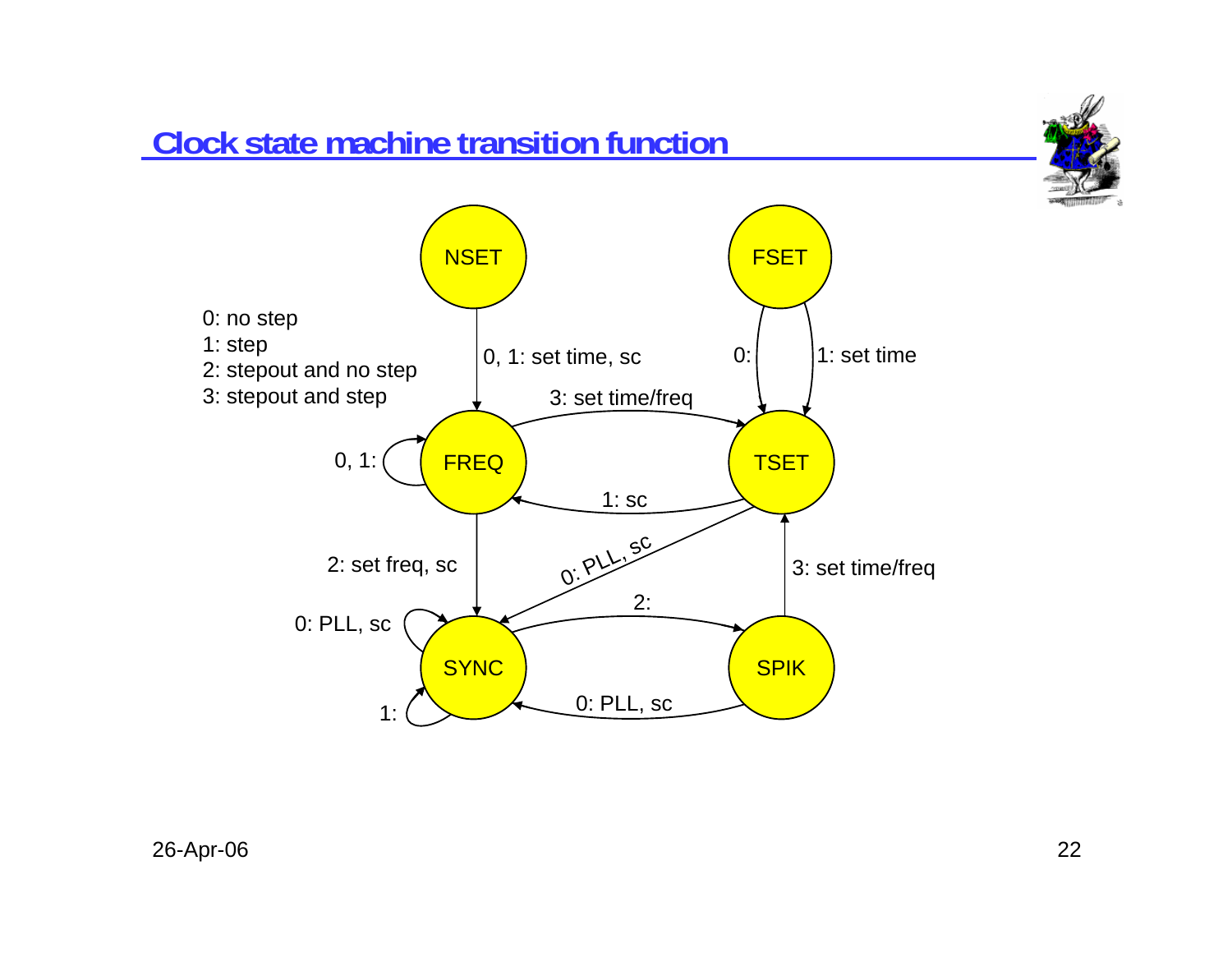# Clock state machine transition function

0: no step
1: step
2: stepout and no step
3: stepout and step

NSET → FREQ: 0, 1: set time, sc

FSET → TSET: 0:

FSET → TSET: 1: set time

FREQ → FREQ: 0, 1:

FREQ → TSET: 3: set time/freq

TSET → FREQ: 1: sc

FREQ → SYNC: 2: set freq, sc

TSET → SYNC: 0: PLL, sc

SYNC → SYNC: 0: PLL, sc

SYNC → SYNC: 1:

SYNC → SPIK: 2:

SPIK → SYNC: 0: PLL, sc

SPIK → TSET: 3: set time/freq

26-Apr-06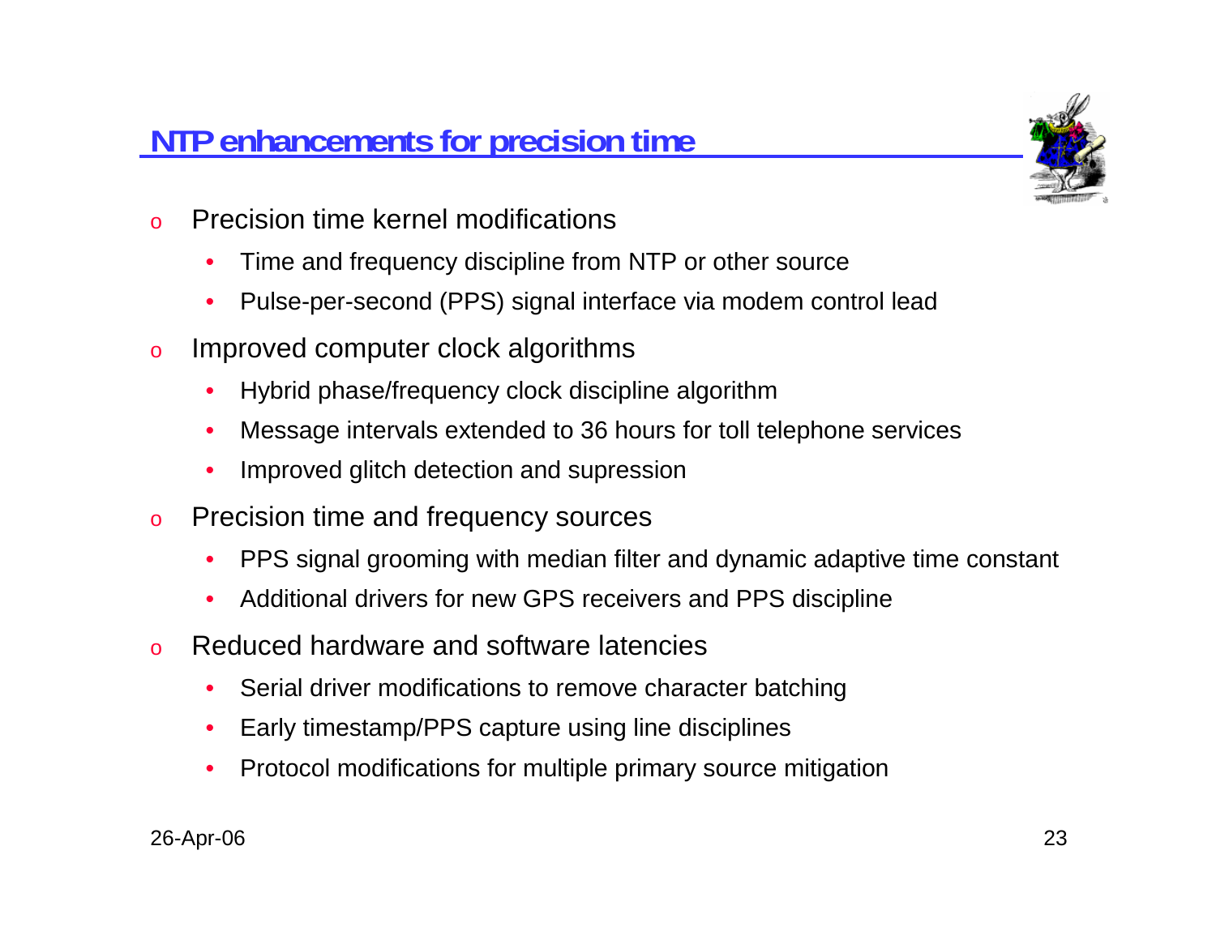## NTP enhancements for precision time

- Precision time kernel modifications
  - Time and frequency discipline from NTP or other source
  - Pulse-per-second (PPS) signal interface via modem control lead
- Improved computer clock algorithms
  - Hybrid phase/frequency clock discipline algorithm
  - Message intervals extended to 36 hours for toll telephone services
  - Improved glitch detection and supression
- Precision time and frequency sources
  - PPS signal grooming with median filter and dynamic adaptive time constant
  - Additional drivers for new GPS receivers and PPS discipline
- Reduced hardware and software latencies
  - Serial driver modifications to remove character batching
  - Early timestamp/PPS capture using line disciplines
  - Protocol modifications for multiple primary source mitigation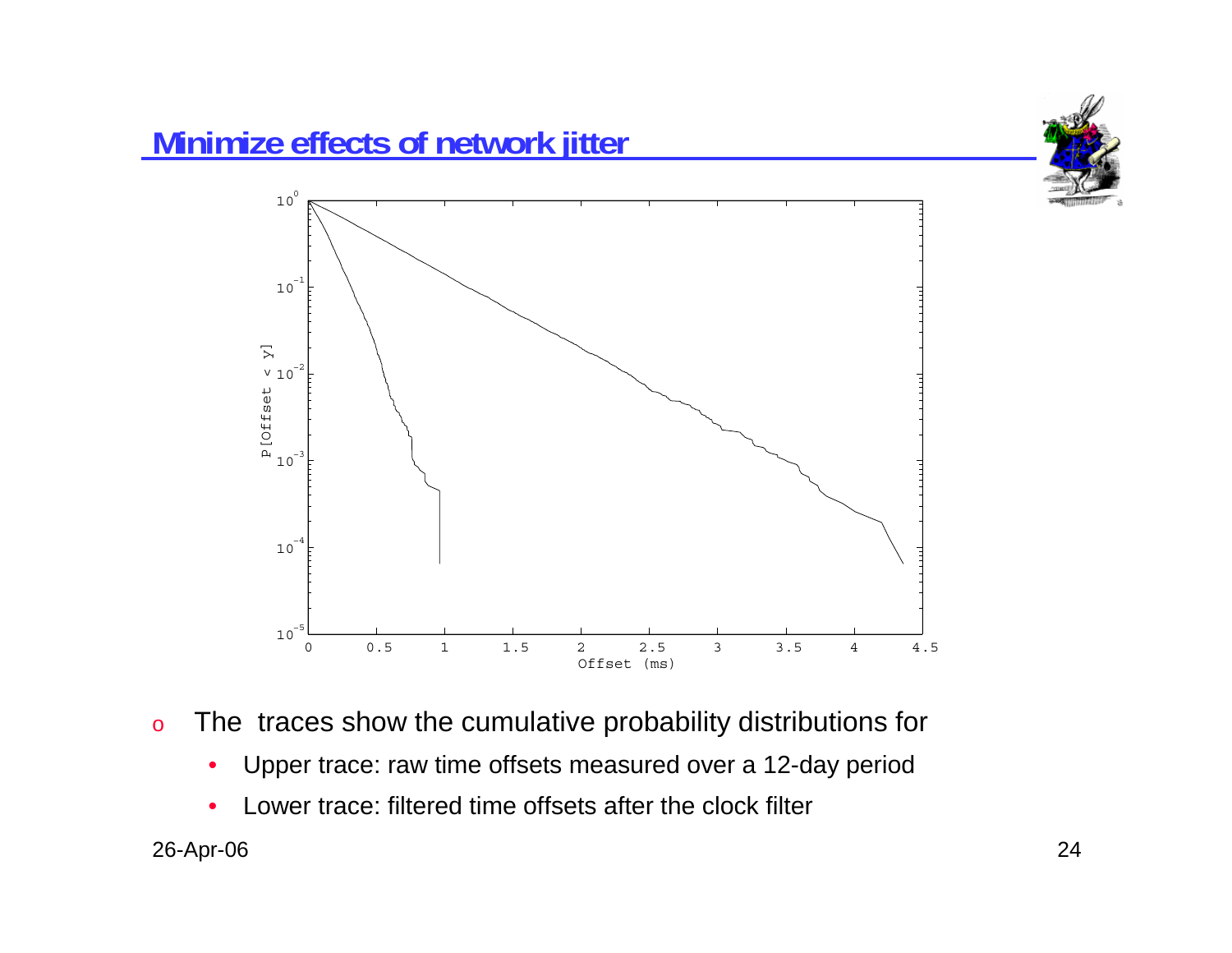# Minimize effects of network jitter

- The traces show the cumulative probability distributions for
  - Upper trace: raw time offsets measured over a 12-day period
  - Lower trace: filtered time offsets after the clock filter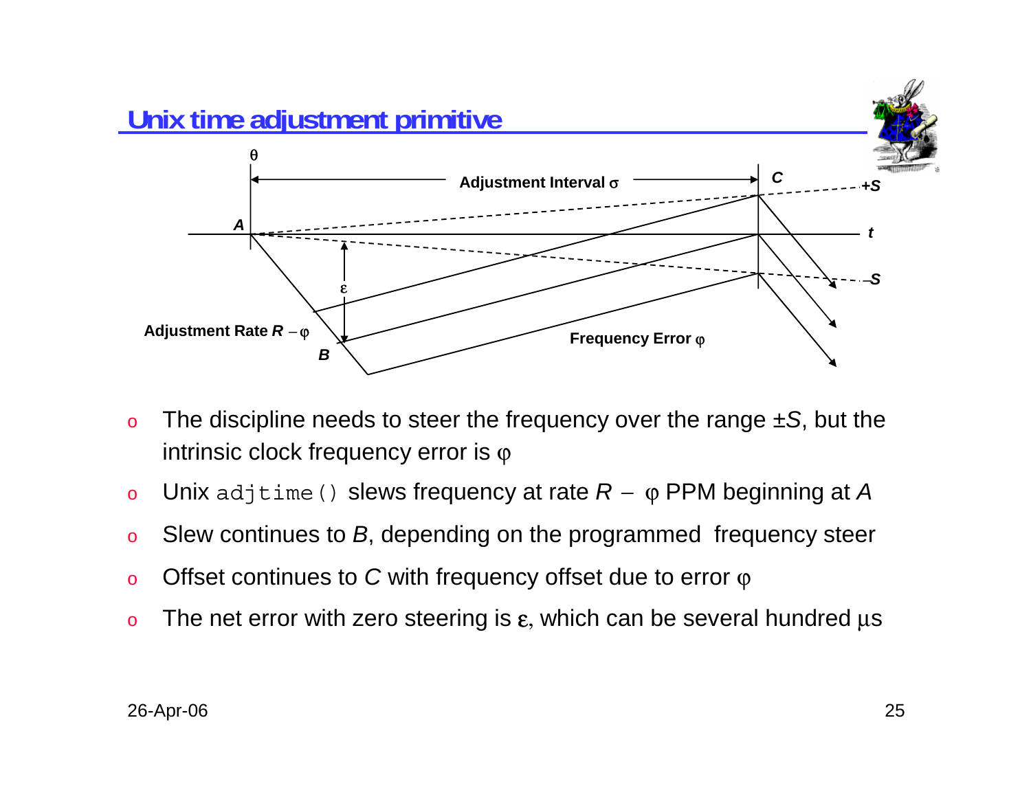# Unix time adjustment primitive

- The discipline needs to steer the frequency over the range $\pm S$, but the intrinsic clock frequency error is $\varphi$
- Unix `adjtime()` slews frequency at rate $R - \varphi$ PPM beginning at $A$
- Slew continues to $B$, depending on the programmed frequency steer
- Offset continues to $C$ with frequency offset due to error $\varphi$
- The net error with zero steering is $\varepsilon$, which can be several hundred $\mu$s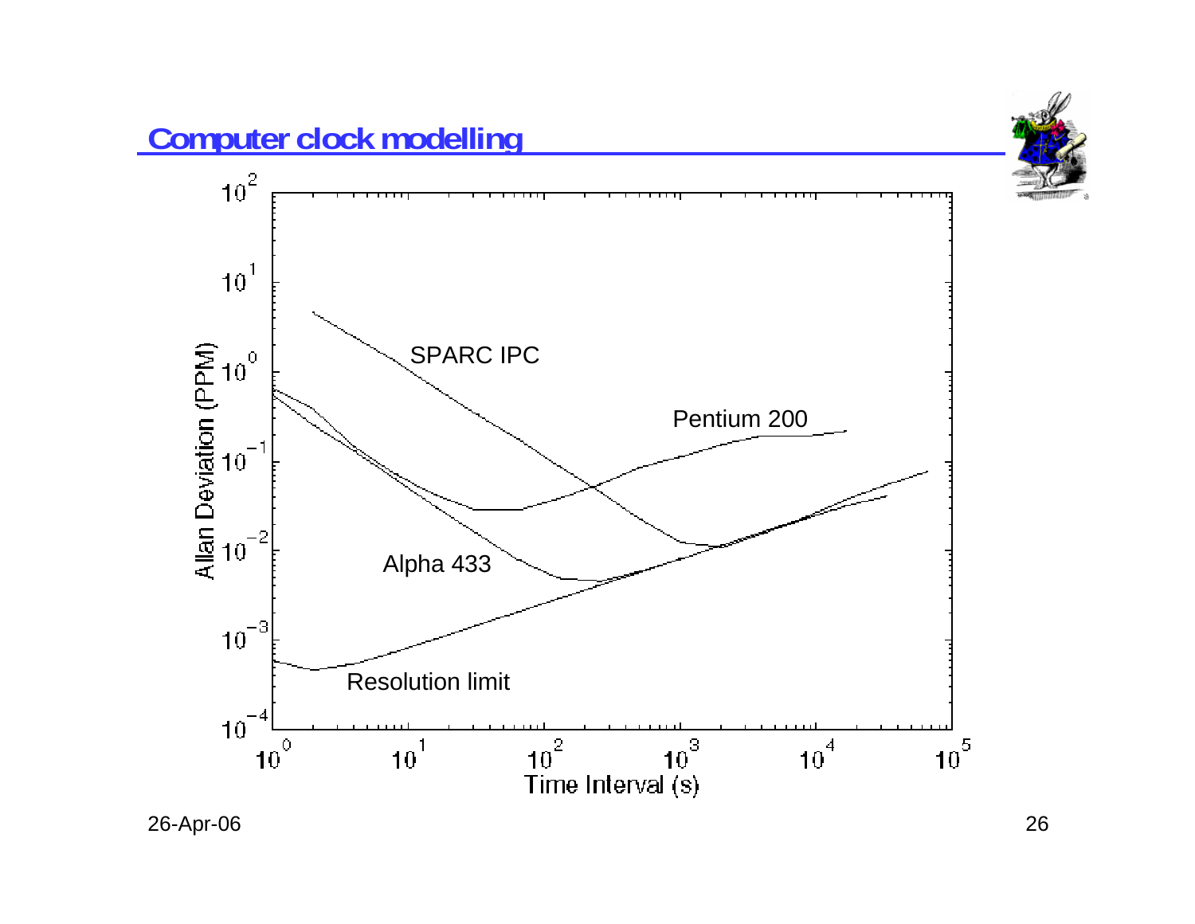# Computer clock modelling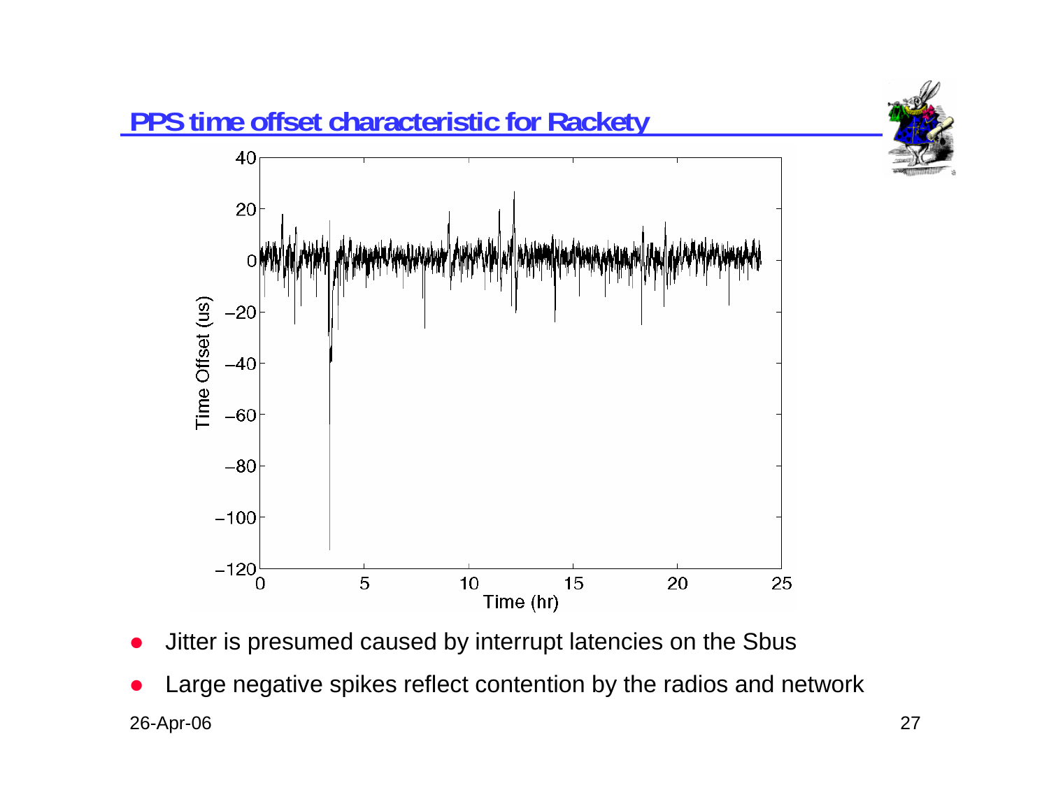## PPS time offset characteristic for Rackety

- Jitter is presumed caused by interrupt latencies on the Sbus
- Large negative spikes reflect contention by the radios and network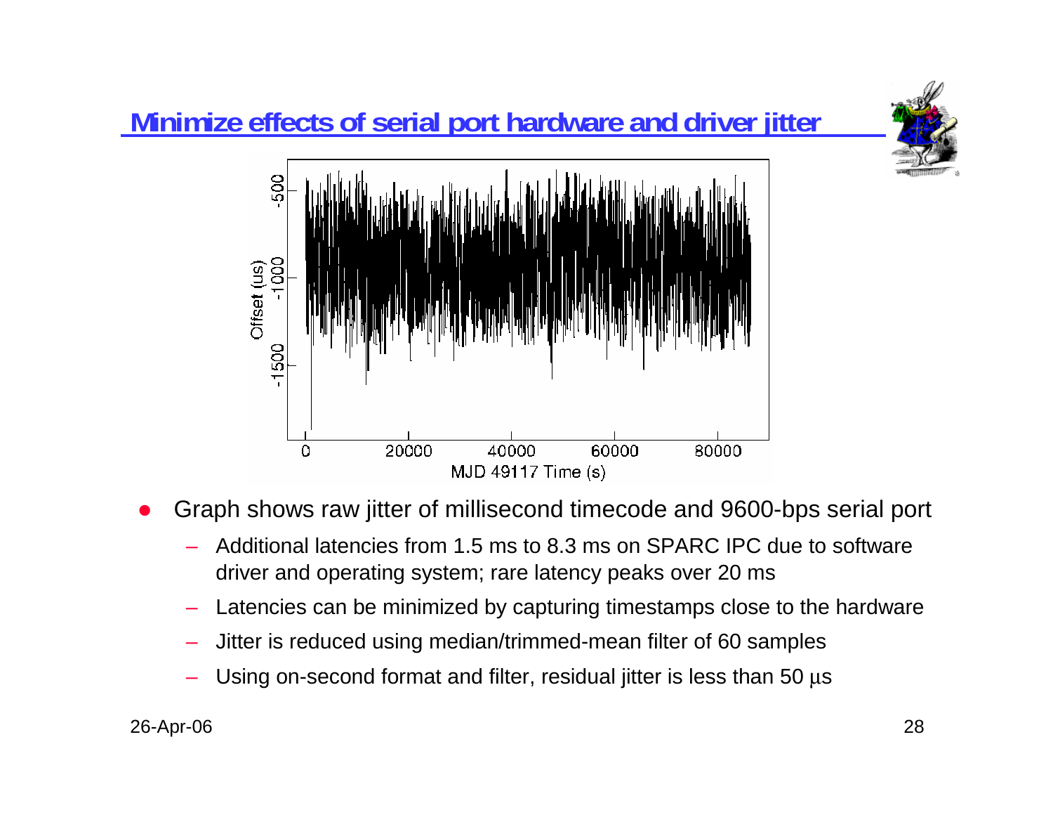## Minimize effects of serial port hardware and driver jitter

- Graph shows raw jitter of millisecond timecode and 9600-bps serial port
  - Additional latencies from 1.5 ms to 8.3 ms on SPARC IPC due to software driver and operating system; rare latency peaks over 20 ms
  - Latencies can be minimized by capturing timestamps close to the hardware
  - Jitter is reduced using median/trimmed-mean filter of 60 samples
  - Using on-second format and filter, residual jitter is less than 50 μs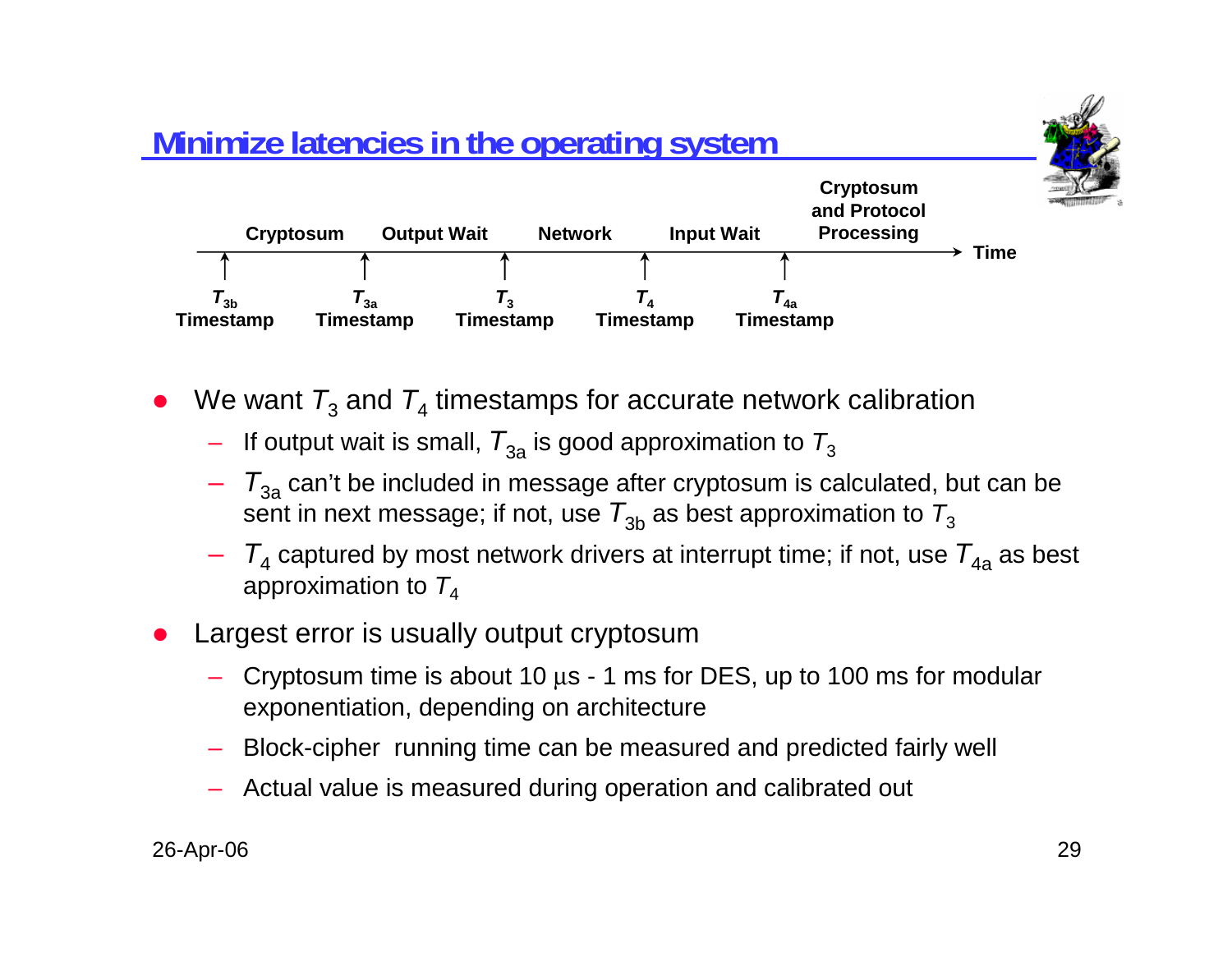## Minimize latencies in the operating system

Cryptosum | Output Wait | Network | Input Wait | Cryptosum and Protocol Processing → Time

$T_{3b}$ Timestamp | $T_{3a}$ Timestamp | $T_3$ Timestamp | $T_4$ Timestamp | $T_{4a}$ Timestamp

- We want $T_3$ and $T_4$ timestamps for accurate network calibration
  - If output wait is small, $T_{3a}$ is good approximation to $T_3$
  - $T_{3a}$ can't be included in message after cryptosum is calculated, but can be sent in next message; if not, use $T_{3b}$ as best approximation to $T_3$
  - $T_4$ captured by most network drivers at interrupt time; if not, use $T_{4a}$ as best approximation to $T_4$
- Largest error is usually output cryptosum
  - Cryptosum time is about 10 μs - 1 ms for DES, up to 100 ms for modular exponentiation, depending on architecture
  - Block-cipher running time can be measured and predicted fairly well
  - Actual value is measured during operation and calibrated out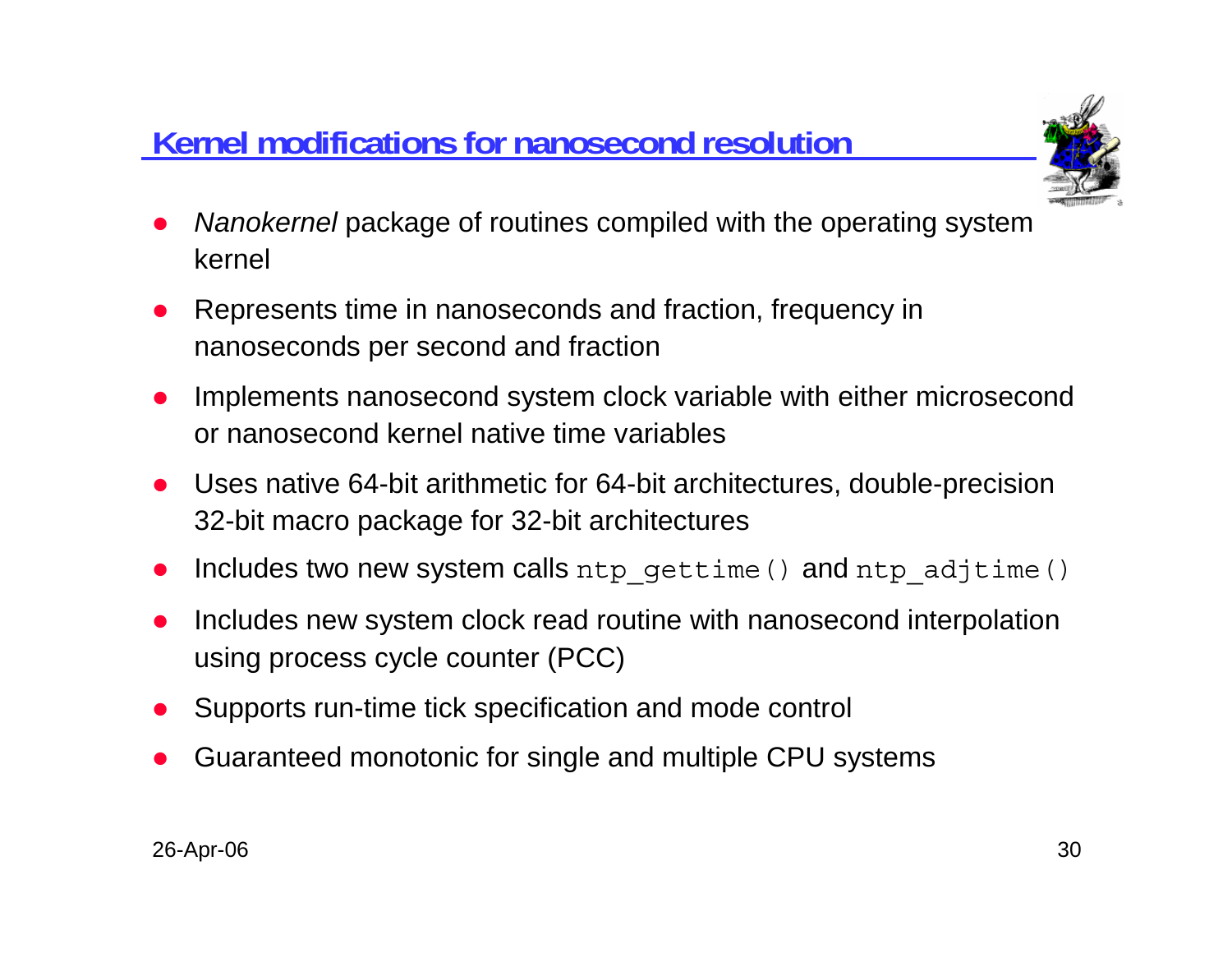## Kernel modifications for nanosecond resolution

- *Nanokernel* package of routines compiled with the operating system kernel
- Represents time in nanoseconds and fraction, frequency in nanoseconds per second and fraction
- Implements nanosecond system clock variable with either microsecond or nanosecond kernel native time variables
- Uses native 64-bit arithmetic for 64-bit architectures, double-precision 32-bit macro package for 32-bit architectures
- Includes two new system calls `ntp_gettime()` and `ntp_adjtime()`
- Includes new system clock read routine with nanosecond interpolation using process cycle counter (PCC)
- Supports run-time tick specification and mode control
- Guaranteed monotonic for single and multiple CPU systems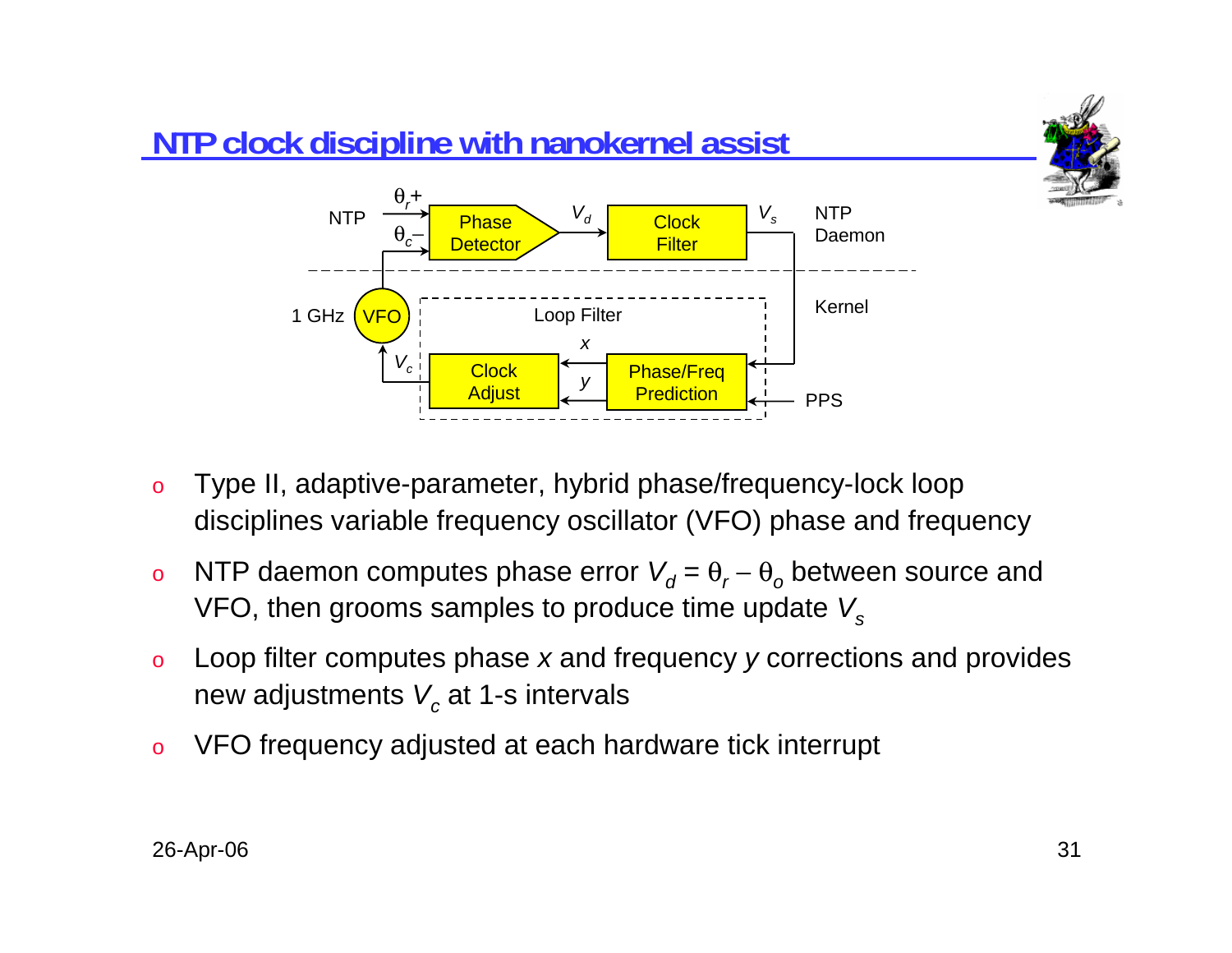# NTP clock discipline with nanokernel assist

NTP

$\theta_r$+

$\theta_c$–

Phase Detector

$V_d$

Clock Filter

$V_s$

NTP Daemon

1 GHz

VFO

Loop Filter

Kernel

$x$

$V_c$

Clock Adjust

$y$

Phase/Freq Prediction

PPS

- Type II, adaptive-parameter, hybrid phase/frequency-lock loop disciplines variable frequency oscillator (VFO) phase and frequency
- NTP daemon computes phase error $V_d = \theta_r - \theta_o$ between source and VFO, then grooms samples to produce time update $V_s$
- Loop filter computes phase $x$ and frequency $y$ corrections and provides new adjustments $V_c$ at 1-s intervals
- VFO frequency adjusted at each hardware tick interrupt

26-Apr-06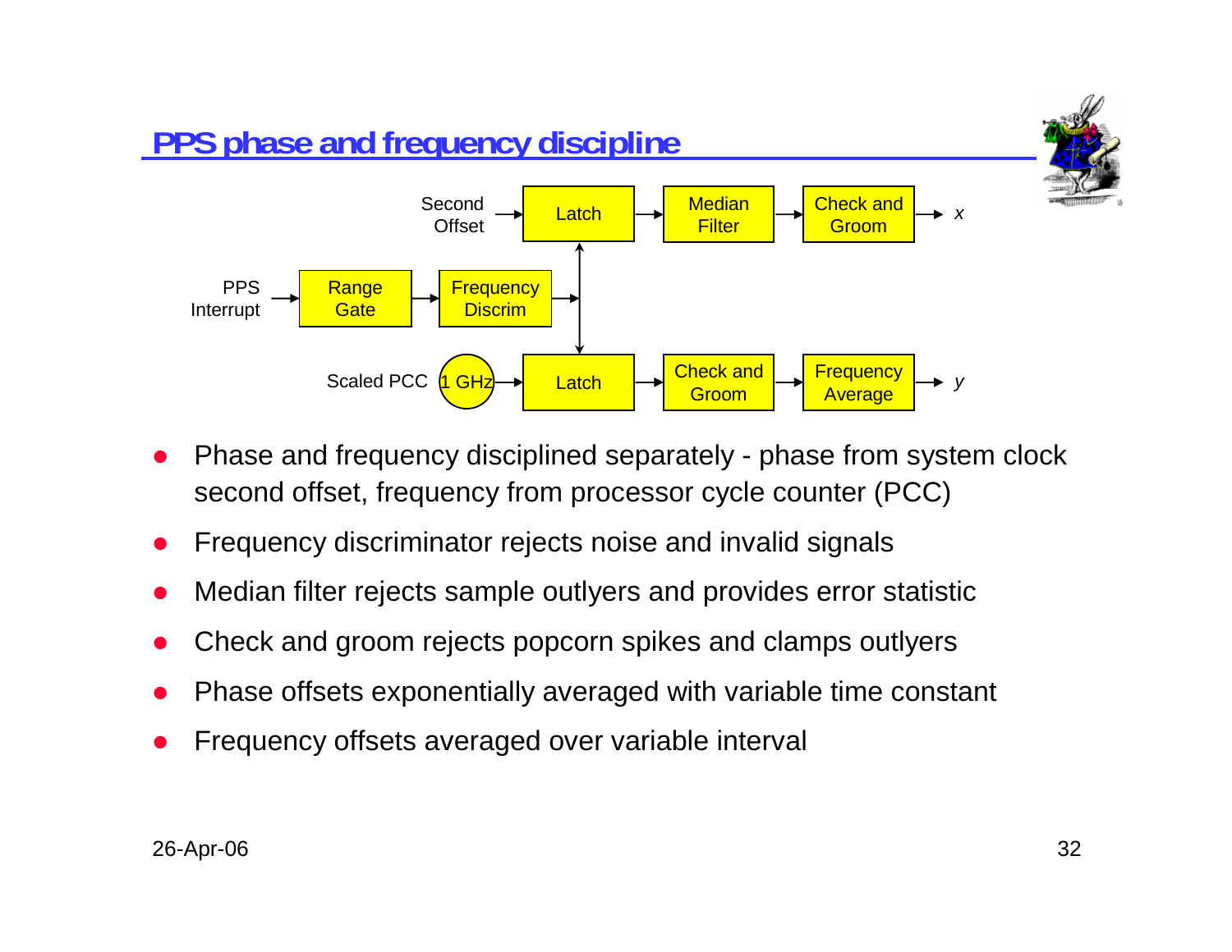## PPS phase and frequency discipline

Second Offset → Latch → Median Filter → Check and Groom → $x$

PPS Interrupt → Range Gate → Frequency Discrim

Scaled PCC (1 GHz) → Latch → Check and Groom → Frequency Average → $y$

- Phase and frequency disciplined separately - phase from system clock second offset, frequency from processor cycle counter (PCC)
- Frequency discriminator rejects noise and invalid signals
- Median filter rejects sample outlyers and provides error statistic
- Check and groom rejects popcorn spikes and clamps outlyers
- Phase offsets exponentially averaged with variable time constant
- Frequency offsets averaged over variable interval

26-Apr-06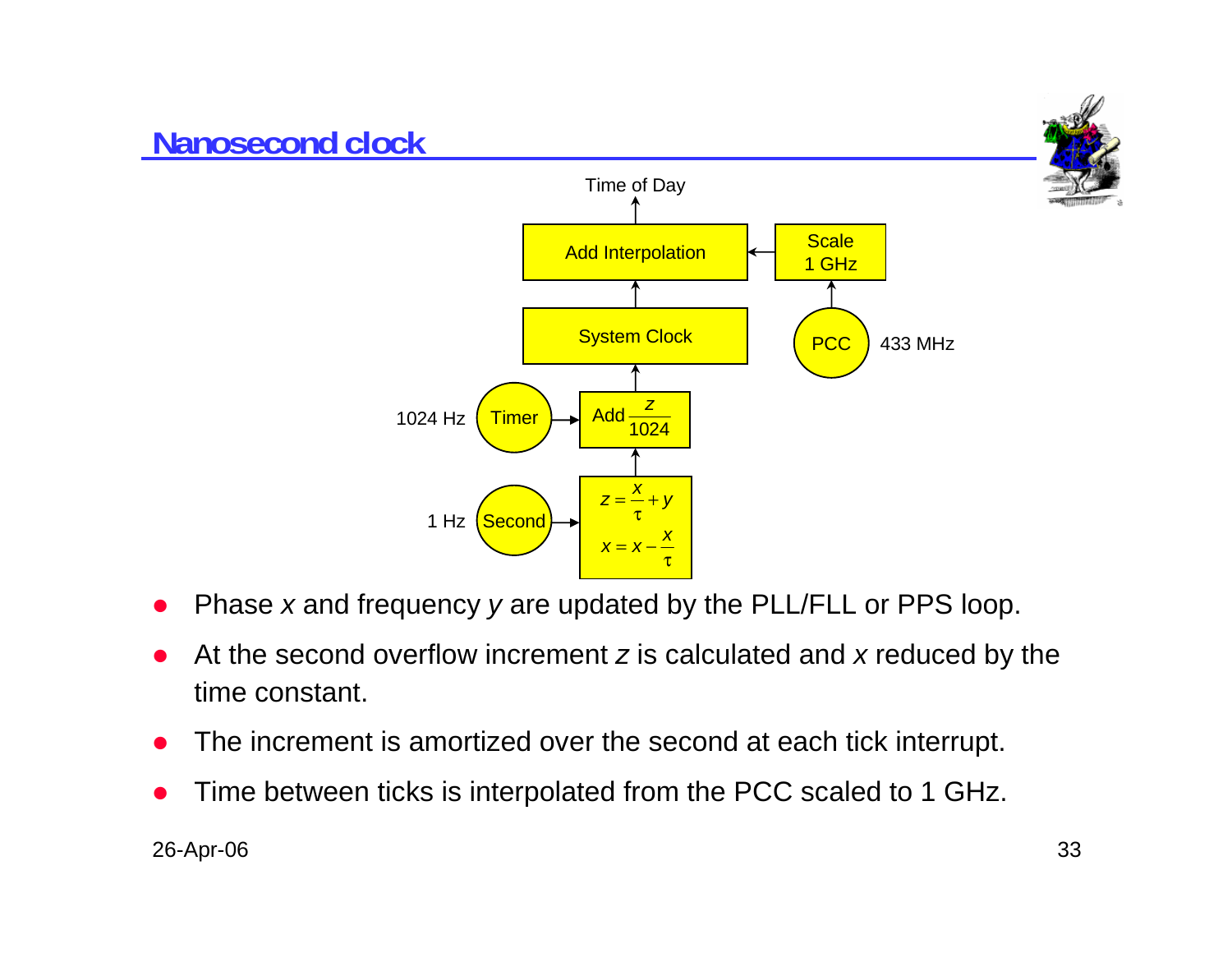# Nanosecond clock

Time of Day

Add Interpolation

Scale 1 GHz

System Clock

PCC 433 MHz

1024 Hz Timer

Add $\frac{z}{1024}$

1 Hz Second

$z = \frac{x}{\tau} + y$

$x = x - \frac{x}{\tau}$

- Phase $x$ and frequency $y$ are updated by the PLL/FLL or PPS loop.
- At the second overflow increment $z$ is calculated and $x$ reduced by the time constant.
- The increment is amortized over the second at each tick interrupt.
- Time between ticks is interpolated from the PCC scaled to 1 GHz.

26-Apr-06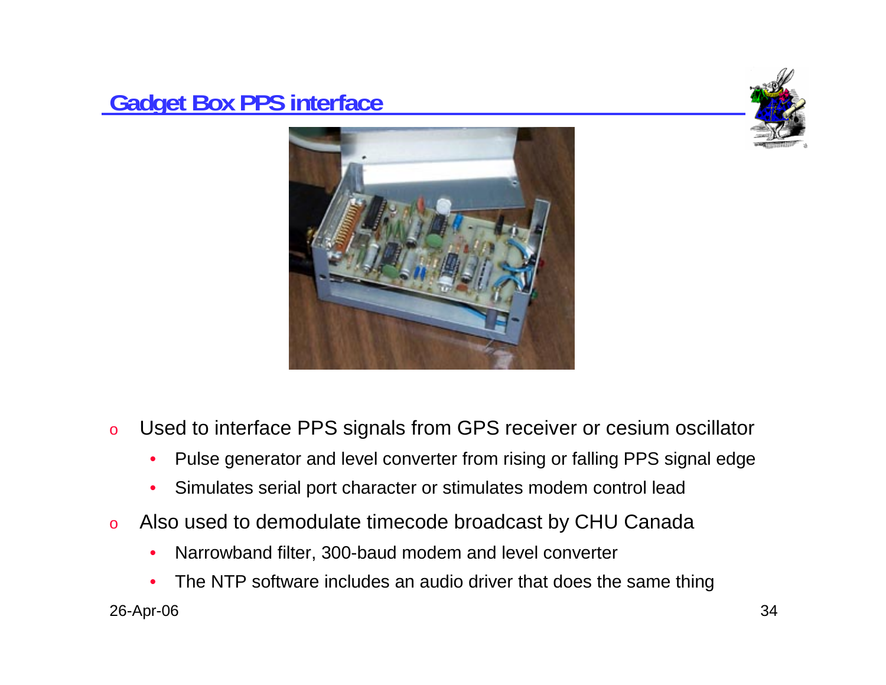## Gadget Box PPS interface

- Used to interface PPS signals from GPS receiver or cesium oscillator
  - Pulse generator and level converter from rising or falling PPS signal edge
  - Simulates serial port character or stimulates modem control lead
- Also used to demodulate timecode broadcast by CHU Canada
  - Narrowband filter, 300-baud modem and level converter
  - The NTP software includes an audio driver that does the same thing

26-Apr-06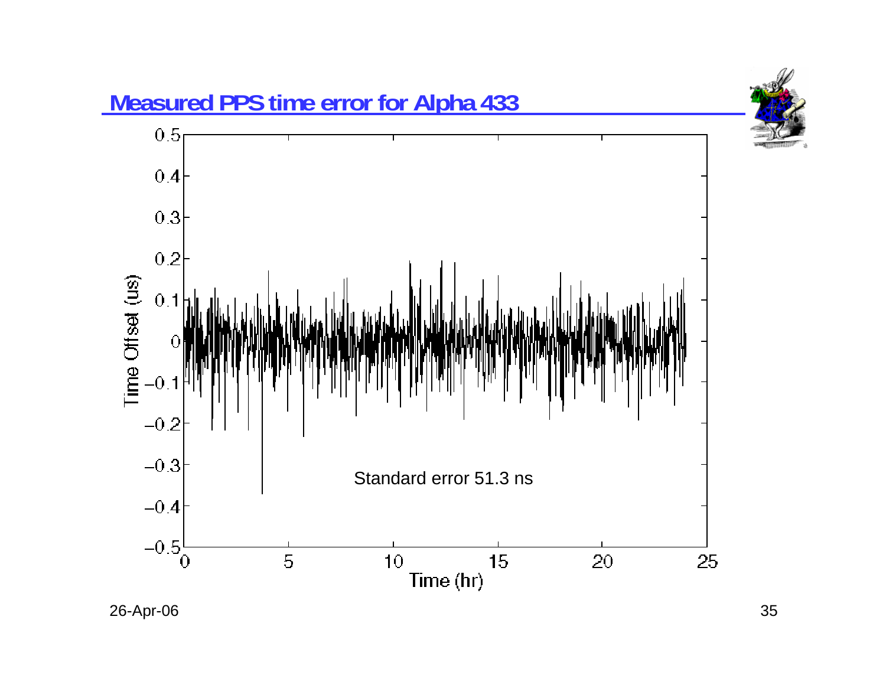# Measured PPS time error for Alpha 433

Standard error 51.3 ns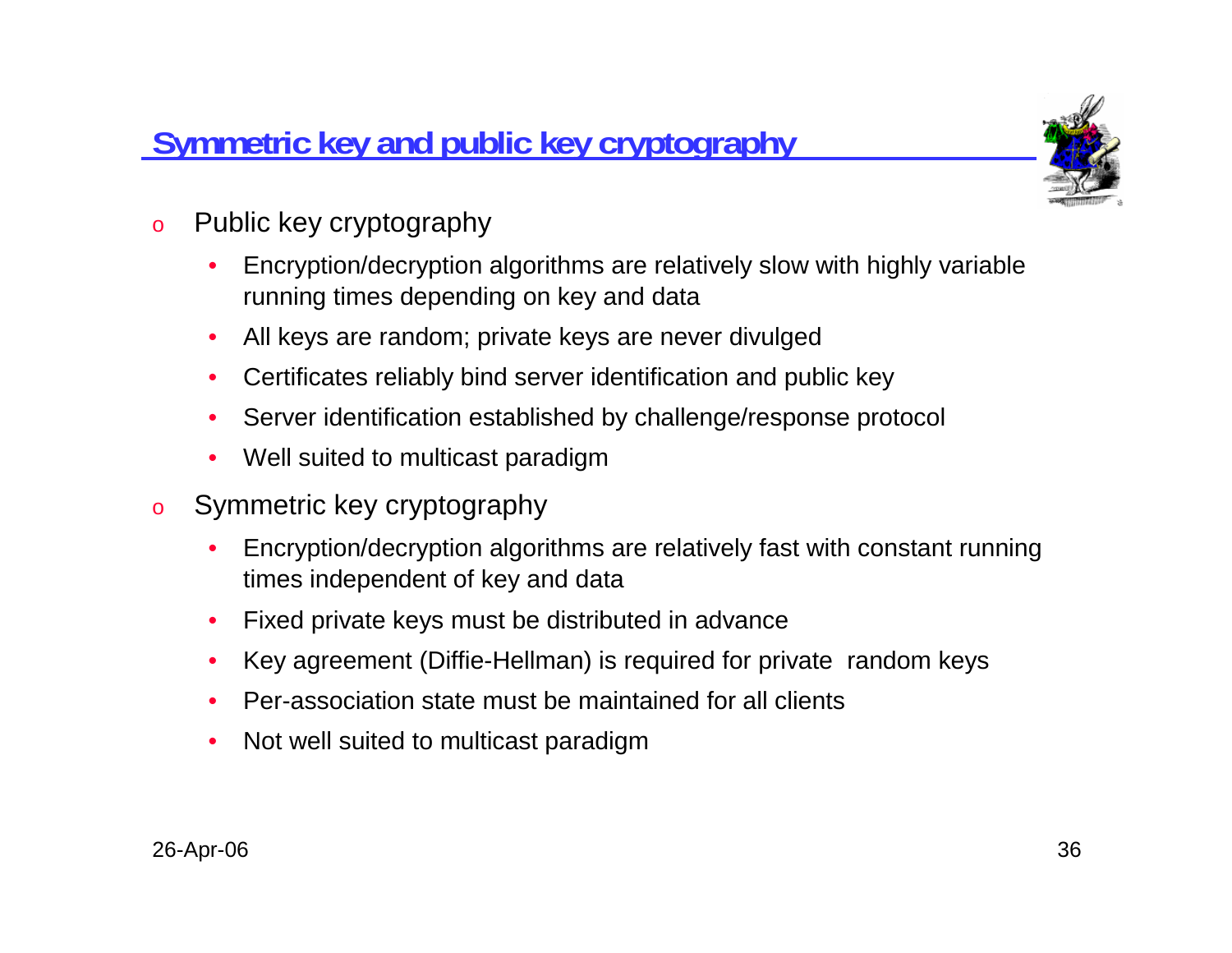# Symmetric key and public key cryptography

- Public key cryptography
  - Encryption/decryption algorithms are relatively slow with highly variable running times depending on key and data
  - All keys are random; private keys are never divulged
  - Certificates reliably bind server identification and public key
  - Server identification established by challenge/response protocol
  - Well suited to multicast paradigm
- Symmetric key cryptography
  - Encryption/decryption algorithms are relatively fast with constant running times independent of key and data
  - Fixed private keys must be distributed in advance
  - Key agreement (Diffie-Hellman) is required for private random keys
  - Per-association state must be maintained for all clients
  - Not well suited to multicast paradigm

26-Apr-06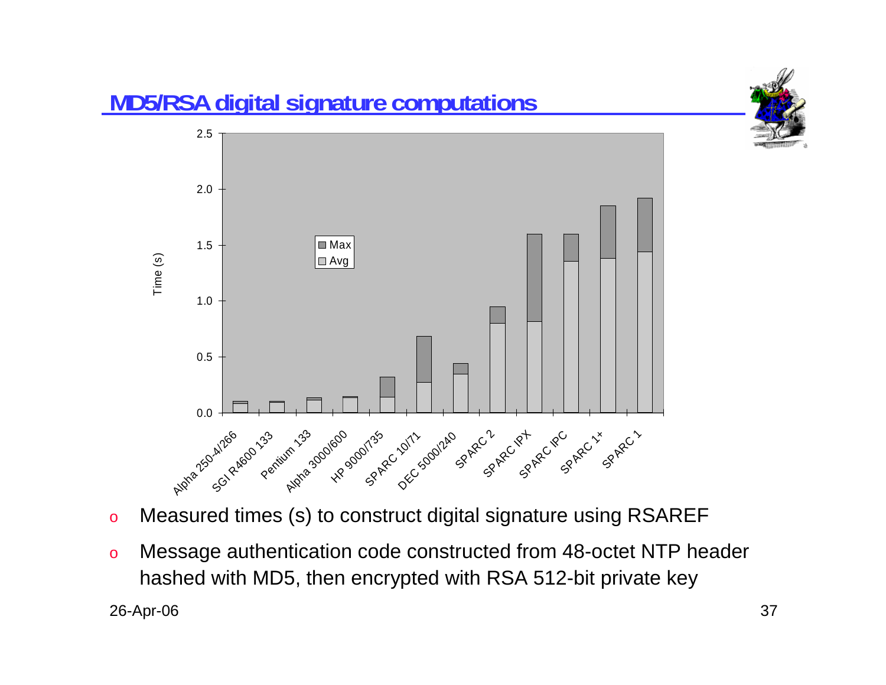## MD5/RSA digital signature computations

- Measured times (s) to construct digital signature using RSAREF
- Message authentication code constructed from 48-octet NTP header hashed with MD5, then encrypted with RSA 512-bit private key

26-Apr-06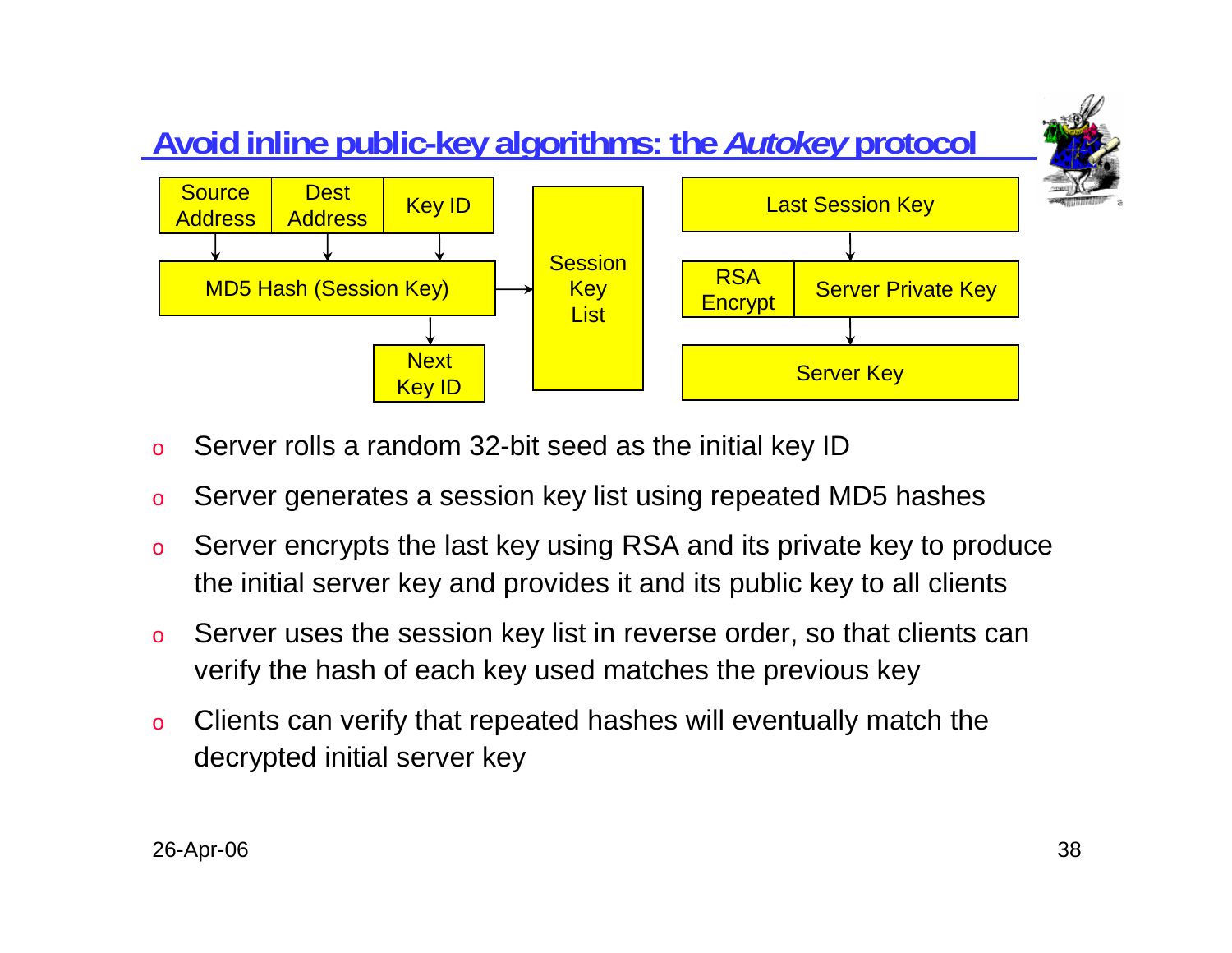## Avoid inline public-key algorithms: the *Autokey* protocol

Source Address | Dest Address | Key ID → MD5 Hash (Session Key) → Session Key List; MD5 Hash (Session Key) → Next Key ID

Last Session Key → RSA Encrypt | Server Private Key → Server Key

- Server rolls a random 32-bit seed as the initial key ID
- Server generates a session key list using repeated MD5 hashes
- Server encrypts the last key using RSA and its private key to produce the initial server key and provides it and its public key to all clients
- Server uses the session key list in reverse order, so that clients can verify the hash of each key used matches the previous key
- Clients can verify that repeated hashes will eventually match the decrypted initial server key

26-Apr-06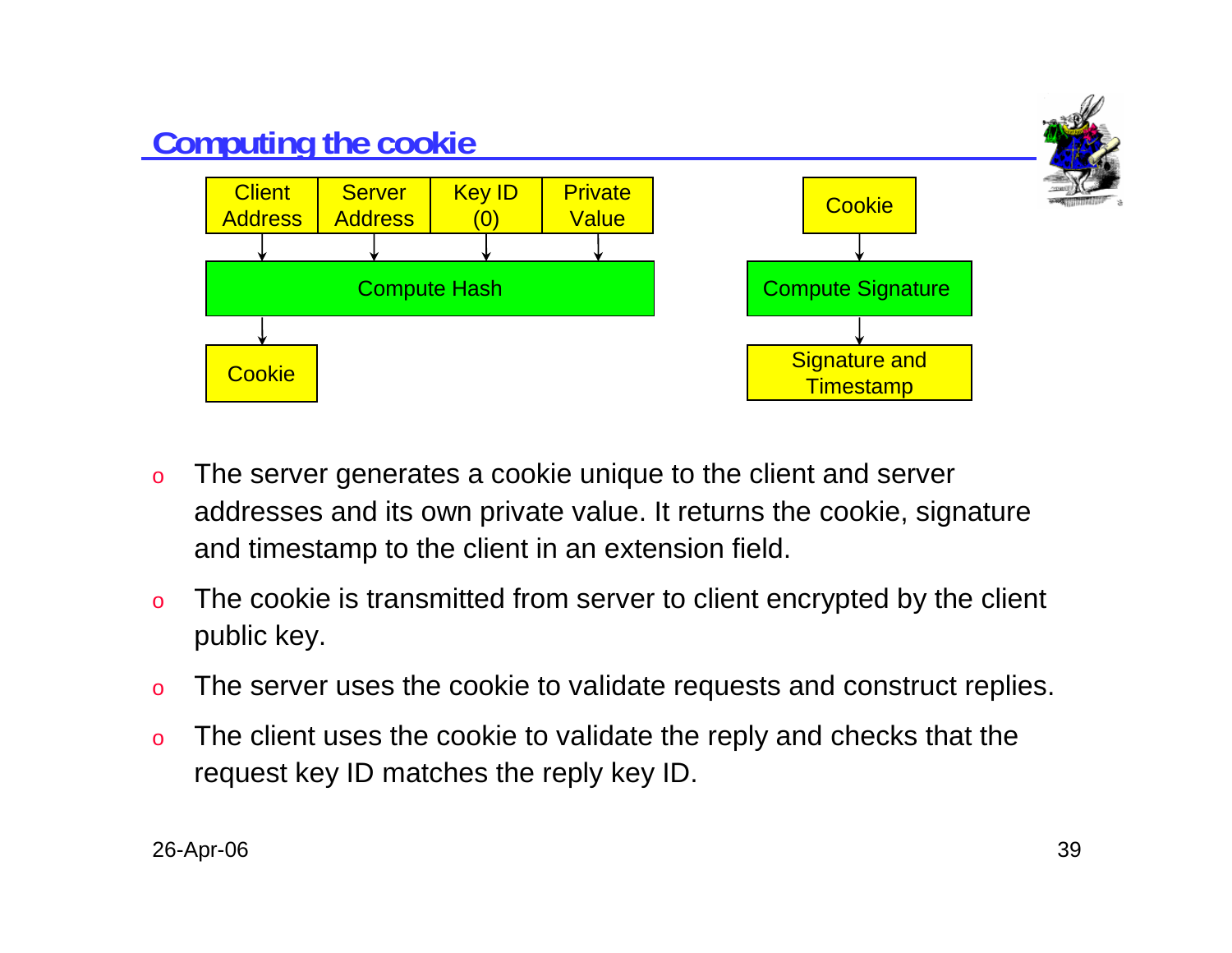## Computing the cookie

Client Address | Server Address | Key ID (0) | Private Value → Compute Hash → Cookie

Cookie → Compute Signature → Signature and Timestamp

- The server generates a cookie unique to the client and server addresses and its own private value. It returns the cookie, signature and timestamp to the client in an extension field.
- The cookie is transmitted from server to client encrypted by the client public key.
- The server uses the cookie to validate requests and construct replies.
- The client uses the cookie to validate the reply and checks that the request key ID matches the reply key ID.

26-Apr-06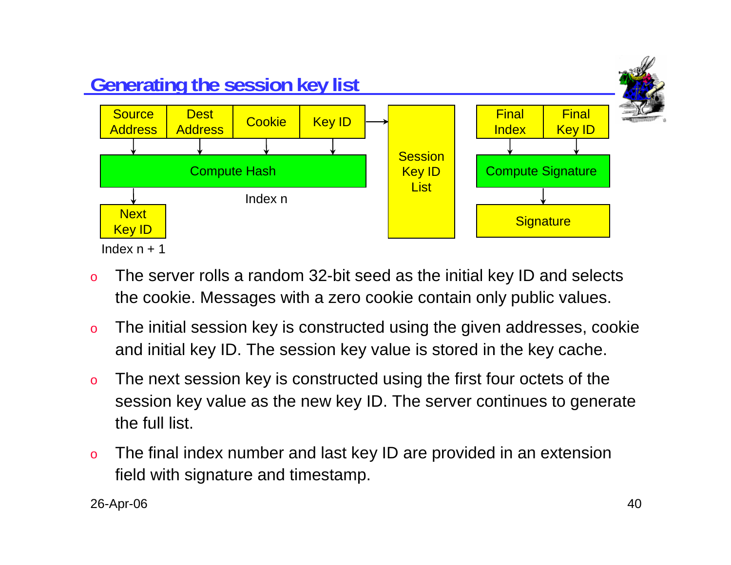## Generating the session key list

Source Address | Dest Address | Cookie | Key ID → Compute Hash → Next Key ID (Index n + 1)

Index n

Session Key ID List

Final Index | Final Key ID → Compute Signature → Signature

- The server rolls a random 32-bit seed as the initial key ID and selects the cookie. Messages with a zero cookie contain only public values.
- The initial session key is constructed using the given addresses, cookie and initial key ID. The session key value is stored in the key cache.
- The next session key is constructed using the first four octets of the session key value as the new key ID. The server continues to generate the full list.
- The final index number and last key ID are provided in an extension field with signature and timestamp.

26-Apr-06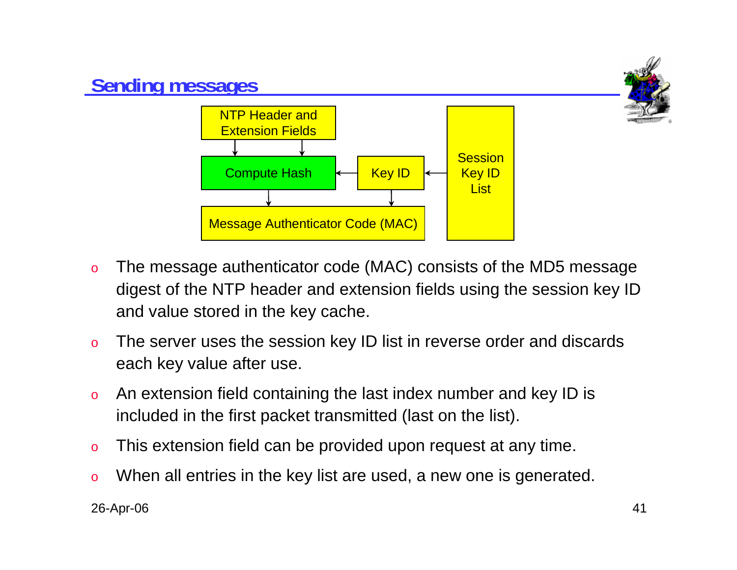## Sending messages

NTP Header and Extension Fields

Compute Hash

Key ID

Session Key ID List

Message Authenticator Code (MAC)

- The message authenticator code (MAC) consists of the MD5 message digest of the NTP header and extension fields using the session key ID and value stored in the key cache.
- The server uses the session key ID list in reverse order and discards each key value after use.
- An extension field containing the last index number and key ID is included in the first packet transmitted (last on the list).
- This extension field can be provided upon request at any time.
- When all entries in the key list are used, a new one is generated.

26-Apr-06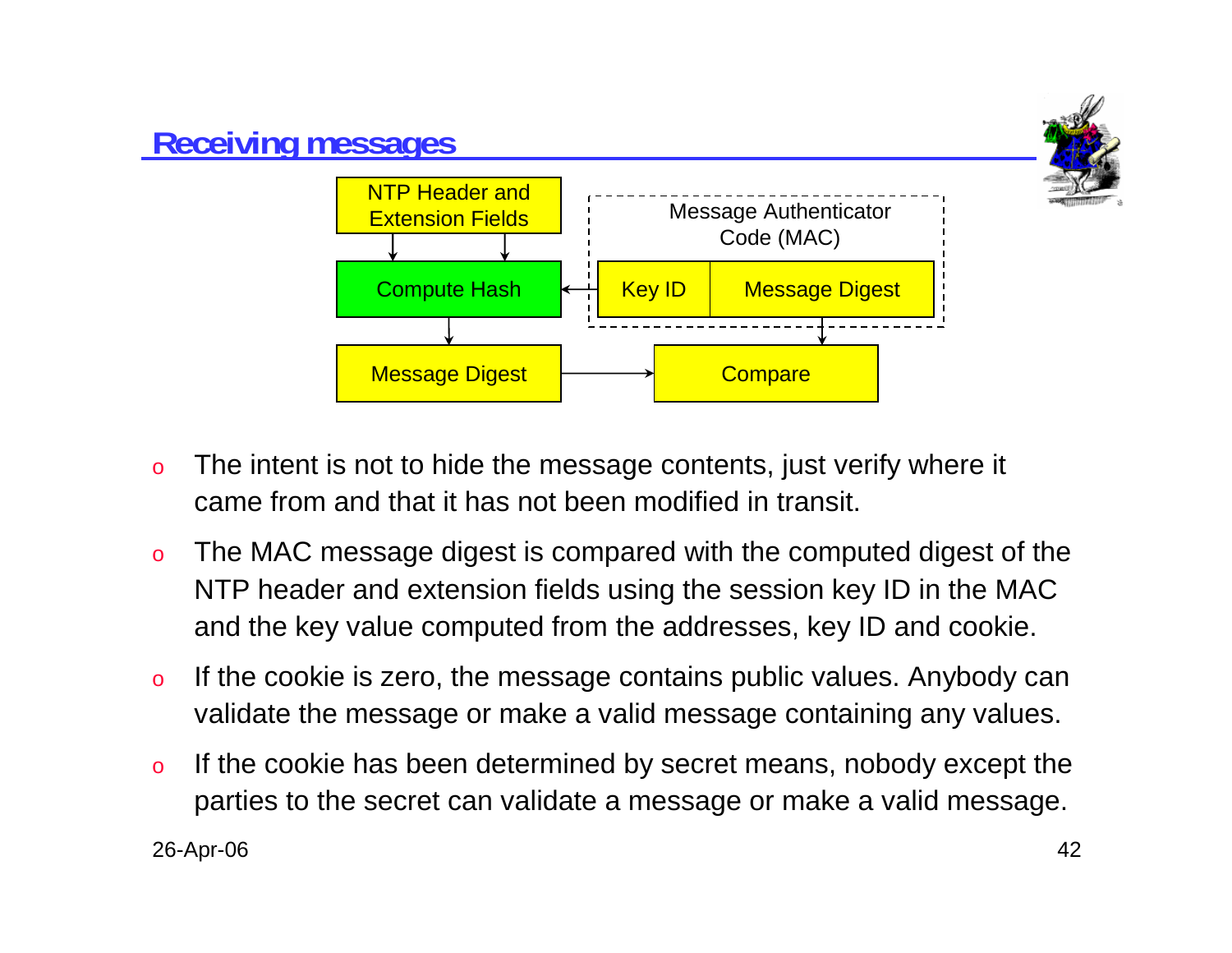## Receiving messages

NTP Header and Extension Fields

Compute Hash

Message Digest

Message Authenticator Code (MAC)

Key ID

Message Digest

Compare

- The intent is not to hide the message contents, just verify where it came from and that it has not been modified in transit.
- The MAC message digest is compared with the computed digest of the NTP header and extension fields using the session key ID in the MAC and the key value computed from the addresses, key ID and cookie.
- If the cookie is zero, the message contains public values. Anybody can validate the message or make a valid message containing any values.
- If the cookie has been determined by secret means, nobody except the parties to the secret can validate a message or make a valid message.

26-Apr-06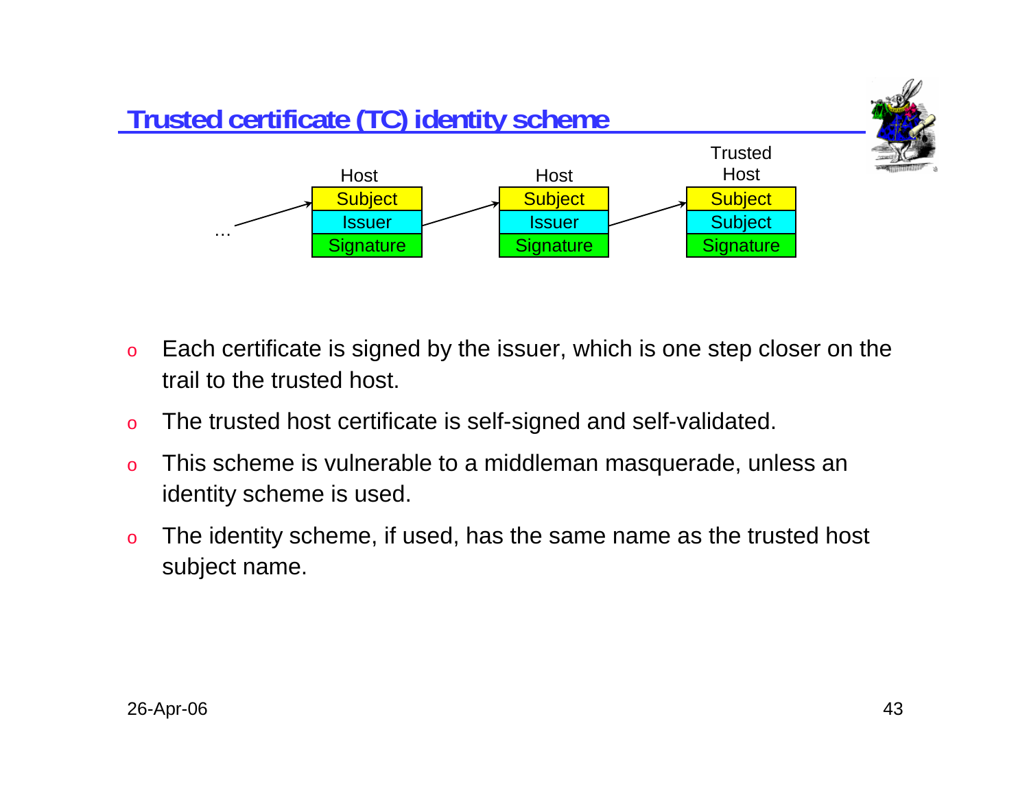# Trusted certificate (TC) identity scheme

| Host | Host | Trusted Host |
| --- | --- | --- |
| Subject | Subject | Subject |
| Issuer | Issuer | Subject |
| Signature | Signature | Signature |

- Each certificate is signed by the issuer, which is one step closer on the trail to the trusted host.
- The trusted host certificate is self-signed and self-validated.
- This scheme is vulnerable to a middleman masquerade, unless an identity scheme is used.
- The identity scheme, if used, has the same name as the trusted host subject name.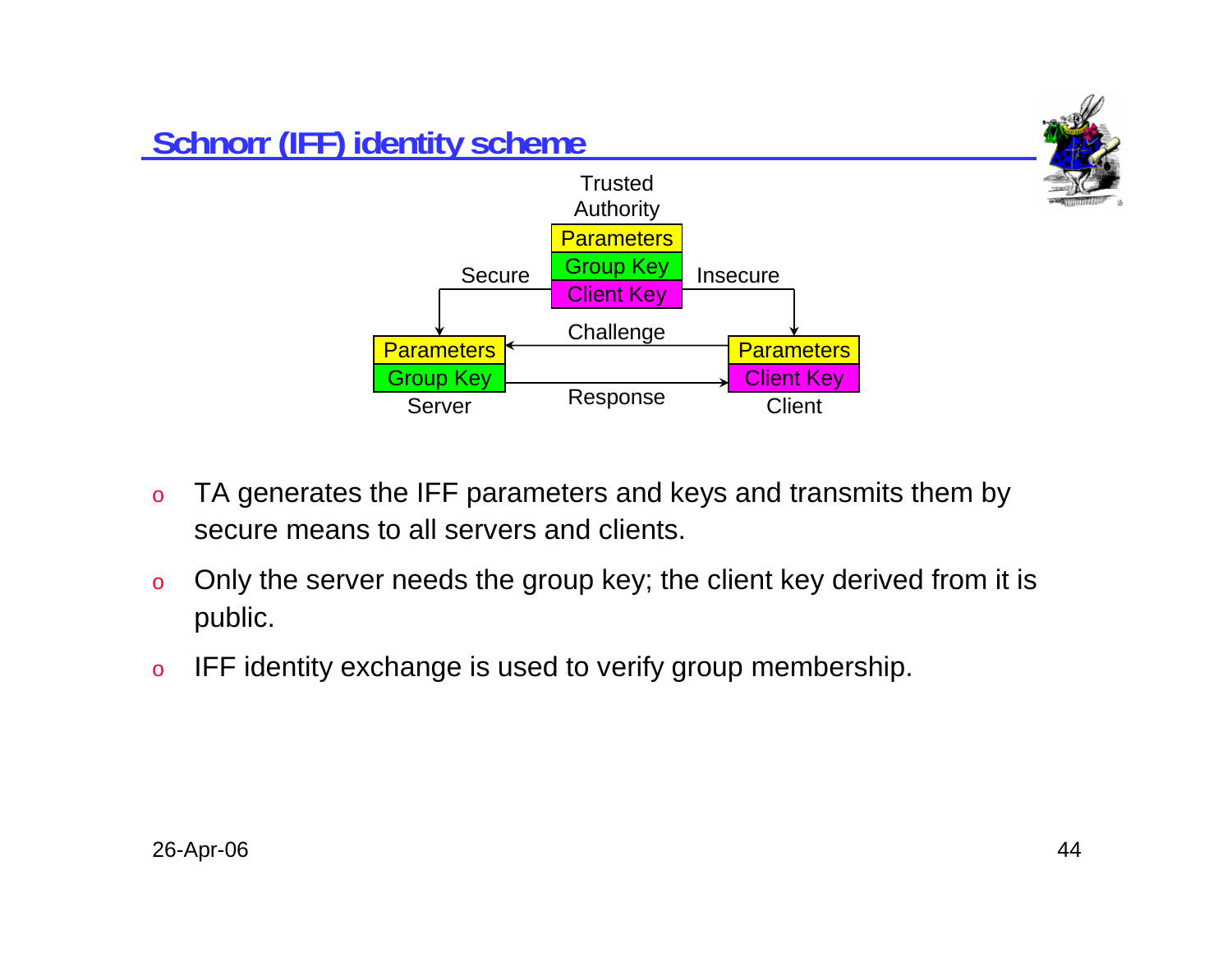## Schnorr (IFF) identity scheme

Trusted Authority

Parameters

Group Key

Client Key

Secure

Insecure

Challenge

Response

Parameters

Group Key

Server

Parameters

Client Key

Client

- TA generates the IFF parameters and keys and transmits them by secure means to all servers and clients.
- Only the server needs the group key; the client key derived from it is public.
- IFF identity exchange is used to verify group membership.

26-Apr-06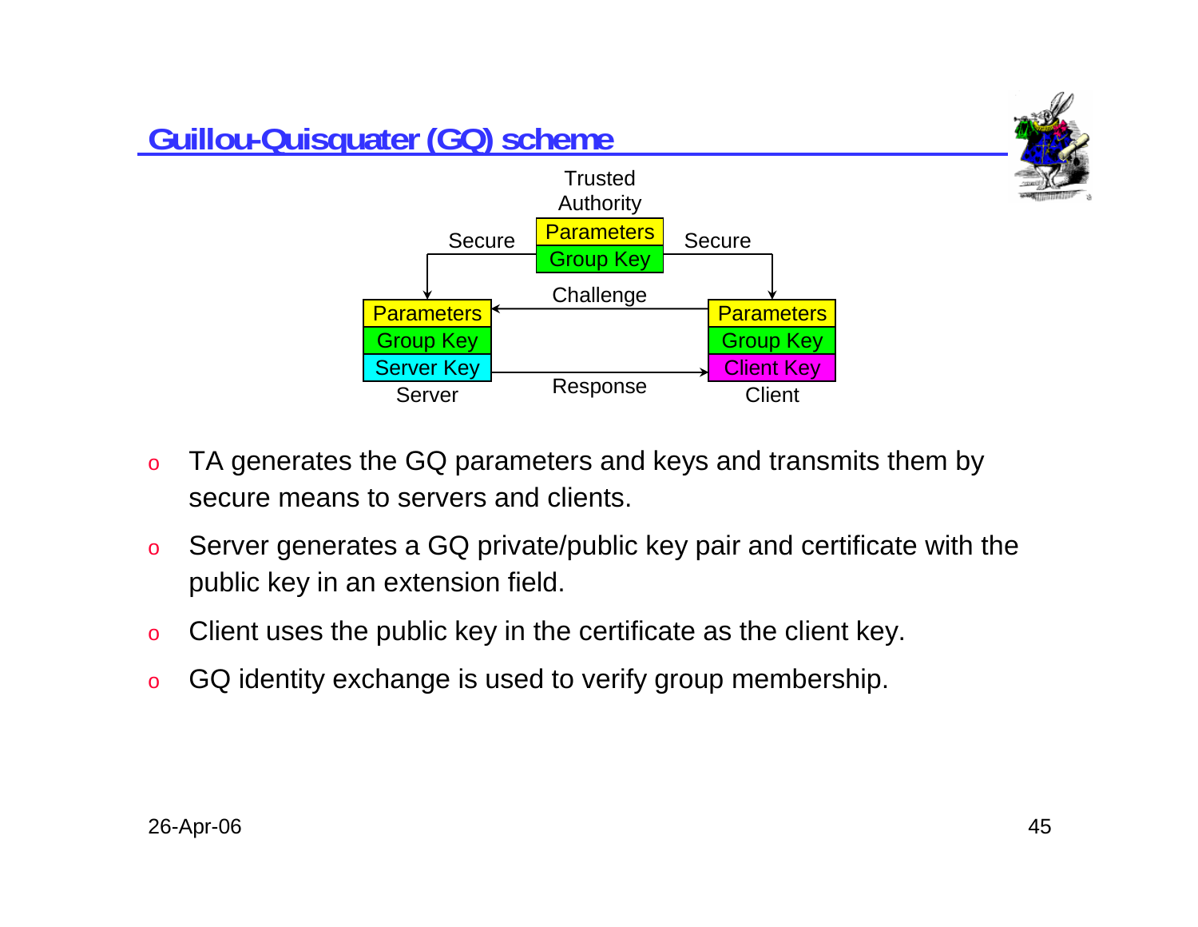## Guillou-Quisquater (GQ) scheme

Trusted Authority

| Parameters |
| --- |
| Group Key |

Secure → Server; Secure → Client

Challenge (Client → Server); Response (Server → Client)

| Server |
| --- |
| Parameters |
| Group Key |
| Server Key |

| Client |
| --- |
| Parameters |
| Group Key |
| Client Key |

- TA generates the GQ parameters and keys and transmits them by secure means to servers and clients.
- Server generates a GQ private/public key pair and certificate with the public key in an extension field.
- Client uses the public key in the certificate as the client key.
- GQ identity exchange is used to verify group membership.

26-Apr-06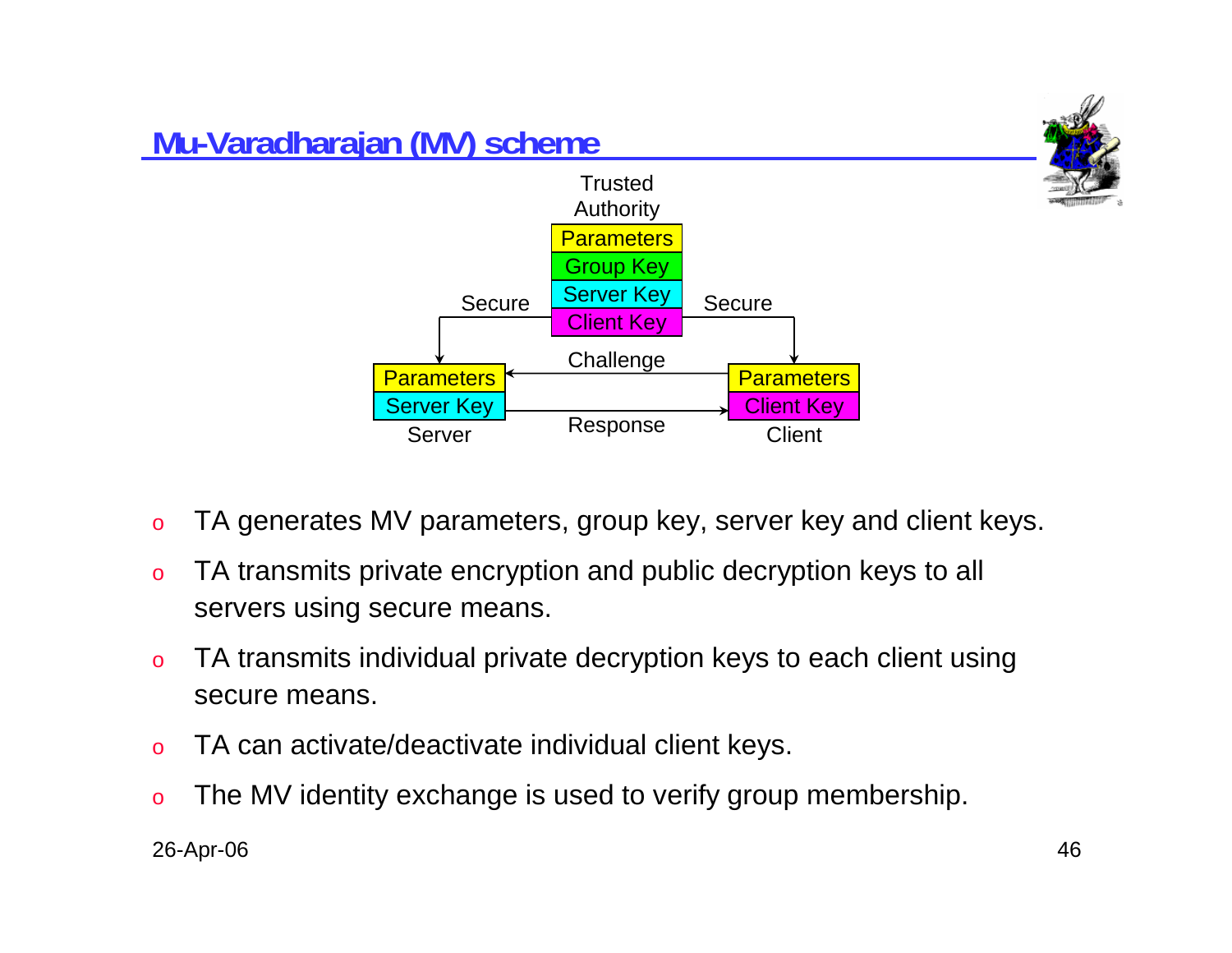## Mu-Varadharajan (MV) scheme

Trusted Authority

| Parameters |
| --- |
| Group Key |
| Server Key |
| Client Key |

Secure → Server: Parameters, Server Key

Secure → Client: Parameters, Client Key

Challenge (Client → Server)

Response (Server → Client)

- TA generates MV parameters, group key, server key and client keys.
- TA transmits private encryption and public decryption keys to all servers using secure means.
- TA transmits individual private decryption keys to each client using secure means.
- TA can activate/deactivate individual client keys.
- The MV identity exchange is used to verify group membership.

26-Apr-06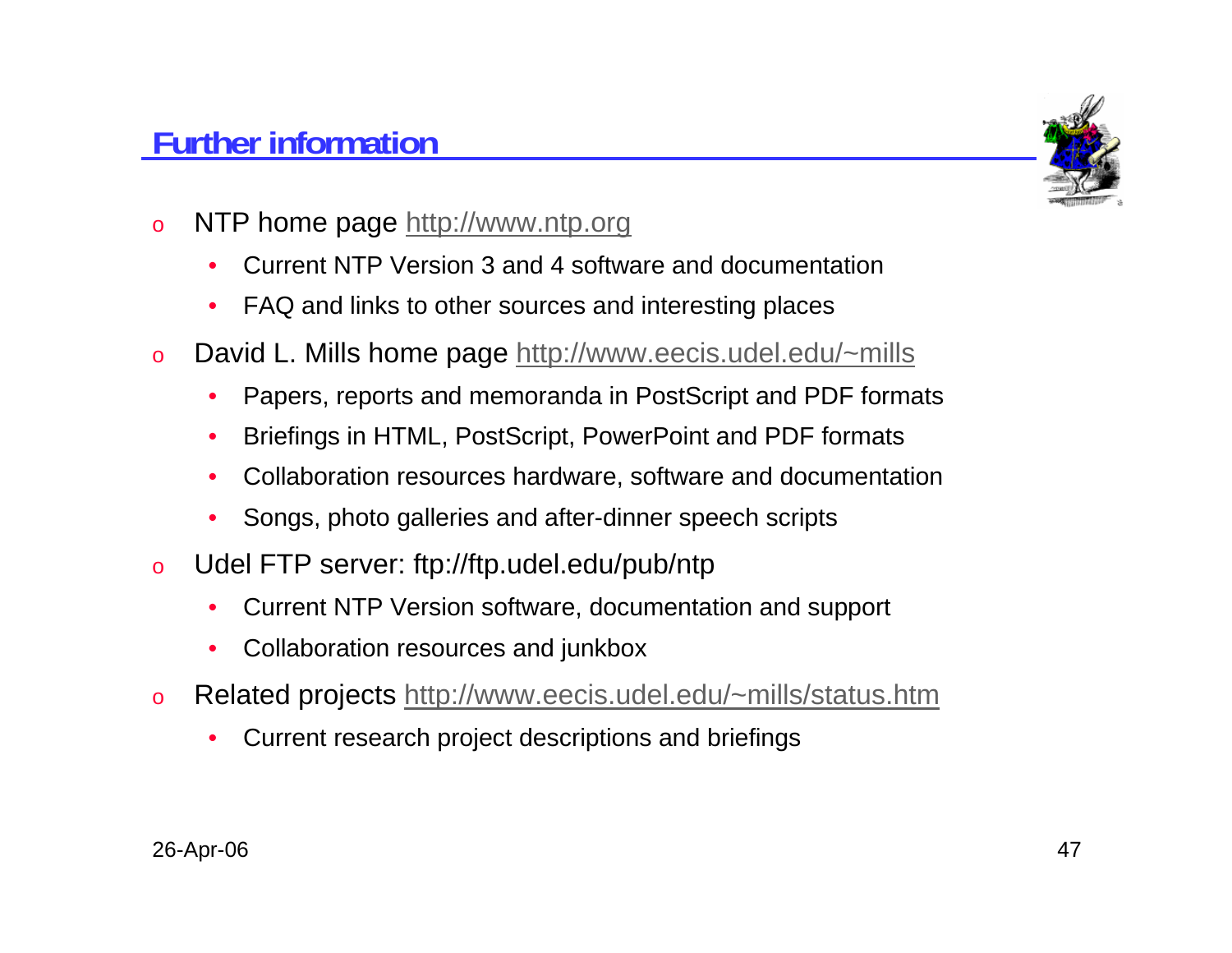## Further information

- NTP home page http://www.ntp.org
  - Current NTP Version 3 and 4 software and documentation
  - FAQ and links to other sources and interesting places
- David L. Mills home page http://www.eecis.udel.edu/~mills
  - Papers, reports and memoranda in PostScript and PDF formats
  - Briefings in HTML, PostScript, PowerPoint and PDF formats
  - Collaboration resources hardware, software and documentation
  - Songs, photo galleries and after-dinner speech scripts
- Udel FTP server: ftp://ftp.udel.edu/pub/ntp
  - Current NTP Version software, documentation and support
  - Collaboration resources and junkbox
- Related projects http://www.eecis.udel.edu/~mills/status.htm
  - Current research project descriptions and briefings

26-Apr-06